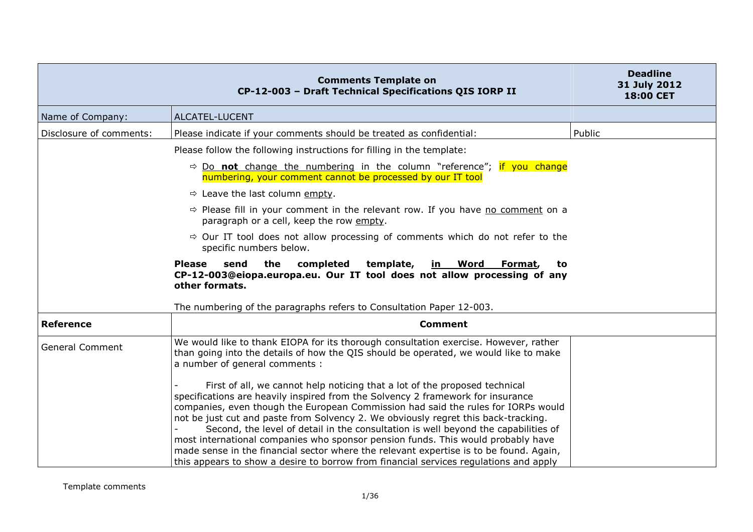| Comments Template on CP-12-003 – Draft Technical Specifications QIS IORP II | | Deadline 31 July 2012 18:00 CET |
|---|---|---|
| Name of Company: | ALCATEL-LUCENT | |
| Disclosure of comments: | Please indicate if your comments should be treated as confidential: | Public |
| | Please follow the following instructions for filling in the template:<br>⇨ Do **not** change the numbering in the column "reference"; if you change numbering, your comment cannot be processed by our IT tool<br>⇨ Leave the last column empty.<br>⇨ Please fill in your comment in the relevant row. If you have no comment on a paragraph or a cell, keep the row empty.<br>⇨ Our IT tool does not allow processing of comments which do not refer to the specific numbers below.<br>**Please send the completed template, in Word Format, to CP-12-003@eiopa.europa.eu. Our IT tool does not allow processing of any other formats.**<br>The numbering of the paragraphs refers to Consultation Paper 12-003. | |
| **Reference** | **Comment** | |
| General Comment | We would like to thank EIOPA for its thorough consultation exercise. However, rather than going into the details of how the QIS should be operated, we would like to make a number of general comments :<br>- First of all, we cannot help noticing that a lot of the proposed technical specifications are heavily inspired from the Solvency 2 framework for insurance companies, even though the European Commission had said the rules for IORPs would not be just cut and paste from Solvency 2. We obviously regret this back-tracking.<br>- Second, the level of detail in the consultation is well beyond the capabilities of most international companies who sponsor pension funds. This would probably have made sense in the financial sector where the relevant expertise is to be found. Again, this appears to show a desire to borrow from financial services regulations and apply | |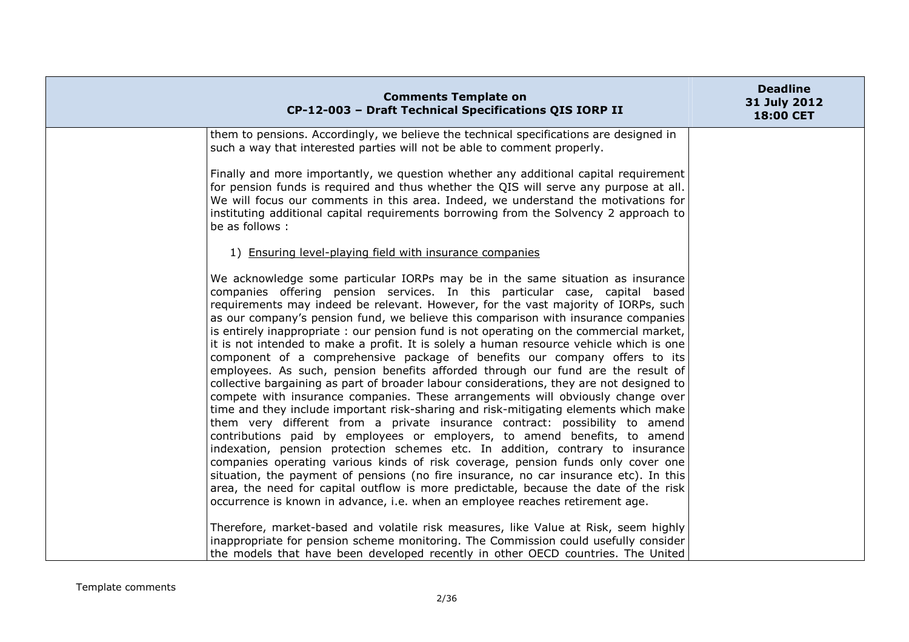them to pensions. Accordingly, we believe the technical specifications are designed in such a way that interested parties will not be able to comment properly.

Finally and more importantly, we question whether any additional capital requirement for pension funds is required and thus whether the QIS will serve any purpose at all. We will focus our comments in this area. Indeed, we understand the motivations for instituting additional capital requirements borrowing from the Solvency 2 approach to be as follows :

1) Ensuring level-playing field with insurance companies

We acknowledge some particular IORPs may be in the same situation as insurance companies offering pension services. In this particular case, capital based requirements may indeed be relevant. However, for the vast majority of IORPs, such as our company's pension fund, we believe this comparison with insurance companies is entirely inappropriate : our pension fund is not operating on the commercial market, it is not intended to make a profit. It is solely a human resource vehicle which is one component of a comprehensive package of benefits our company offers to its employees. As such, pension benefits afforded through our fund are the result of collective bargaining as part of broader labour considerations, they are not designed to compete with insurance companies. These arrangements will obviously change over time and they include important risk-sharing and risk-mitigating elements which make them very different from a private insurance contract: possibility to amend contributions paid by employees or employers, to amend benefits, to amend indexation, pension protection schemes etc. In addition, contrary to insurance companies operating various kinds of risk coverage, pension funds only cover one situation, the payment of pensions (no fire insurance, no car insurance etc). In this area, the need for capital outflow is more predictable, because the date of the risk occurrence is known in advance, i.e. when an employee reaches retirement age.

Therefore, market-based and volatile risk measures, like Value at Risk, seem highly inappropriate for pension scheme monitoring. The Commission could usefully consider the models that have been developed recently in other OECD countries. The United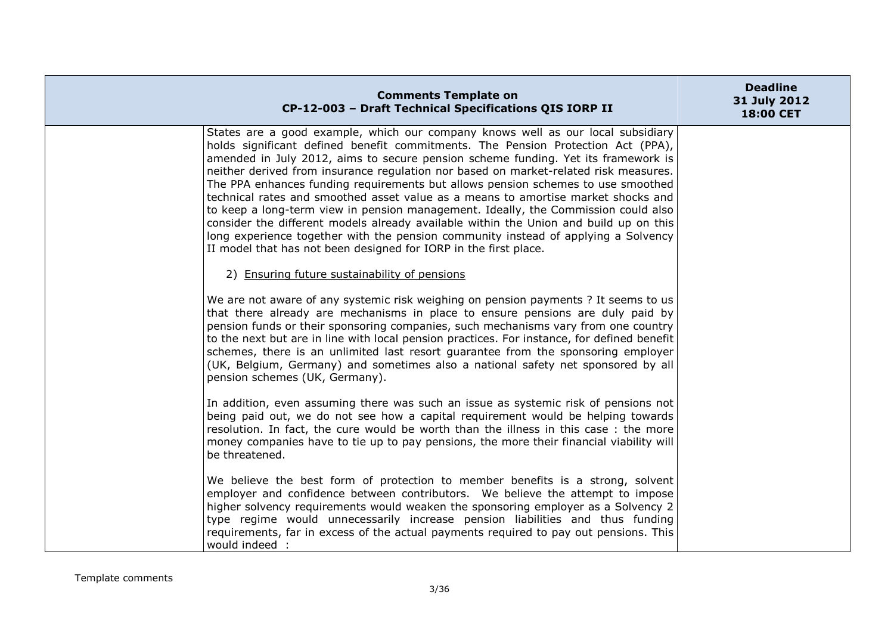States are a good example, which our company knows well as our local subsidiary holds significant defined benefit commitments. The Pension Protection Act (PPA), amended in July 2012, aims to secure pension scheme funding. Yet its framework is neither derived from insurance regulation nor based on market-related risk measures. The PPA enhances funding requirements but allows pension schemes to use smoothed technical rates and smoothed asset value as a means to amortise market shocks and to keep a long-term view in pension management. Ideally, the Commission could also consider the different models already available within the Union and build up on this long experience together with the pension community instead of applying a Solvency II model that has not been designed for IORP in the first place.

2) <u>Ensuring future sustainability of pensions</u>

We are not aware of any systemic risk weighing on pension payments ? It seems to us that there already are mechanisms in place to ensure pensions are duly paid by pension funds or their sponsoring companies, such mechanisms vary from one country to the next but are in line with local pension practices. For instance, for defined benefit schemes, there is an unlimited last resort guarantee from the sponsoring employer (UK, Belgium, Germany) and sometimes also a national safety net sponsored by all pension schemes (UK, Germany).

In addition, even assuming there was such an issue as systemic risk of pensions not being paid out, we do not see how a capital requirement would be helping towards resolution. In fact, the cure would be worth than the illness in this case : the more money companies have to tie up to pay pensions, the more their financial viability will be threatened.

We believe the best form of protection to member benefits is a strong, solvent employer and confidence between contributors. We believe the attempt to impose higher solvency requirements would weaken the sponsoring employer as a Solvency 2 type regime would unnecessarily increase pension liabilities and thus funding requirements, far in excess of the actual payments required to pay out pensions. This would indeed :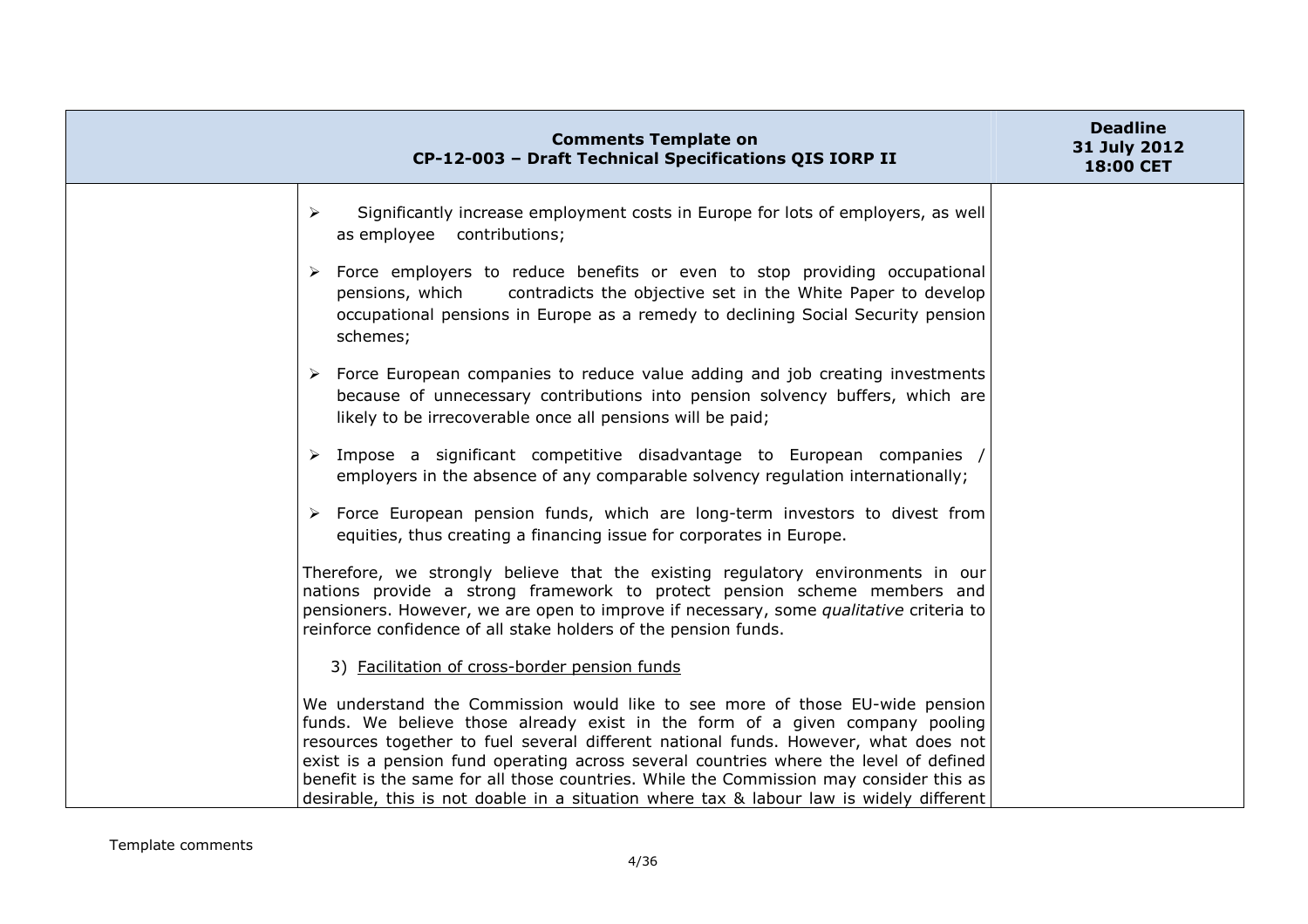- Significantly increase employment costs in Europe for lots of employers, as well as employee contributions;
- Force employers to reduce benefits or even to stop providing occupational pensions, which contradicts the objective set in the White Paper to develop occupational pensions in Europe as a remedy to declining Social Security pension schemes;
- Force European companies to reduce value adding and job creating investments because of unnecessary contributions into pension solvency buffers, which are likely to be irrecoverable once all pensions will be paid;
- Impose a significant competitive disadvantage to European companies / employers in the absence of any comparable solvency regulation internationally;
- Force European pension funds, which are long-term investors to divest from equities, thus creating a financing issue for corporates in Europe.

Therefore, we strongly believe that the existing regulatory environments in our nations provide a strong framework to protect pension scheme members and pensioners. However, we are open to improve if necessary, some *qualitative* criteria to reinforce confidence of all stake holders of the pension funds.

3) Facilitation of cross-border pension funds

We understand the Commission would like to see more of those EU-wide pension funds. We believe those already exist in the form of a given company pooling resources together to fuel several different national funds. However, what does not exist is a pension fund operating across several countries where the level of defined benefit is the same for all those countries. While the Commission may consider this as desirable, this is not doable in a situation where tax & labour law is widely different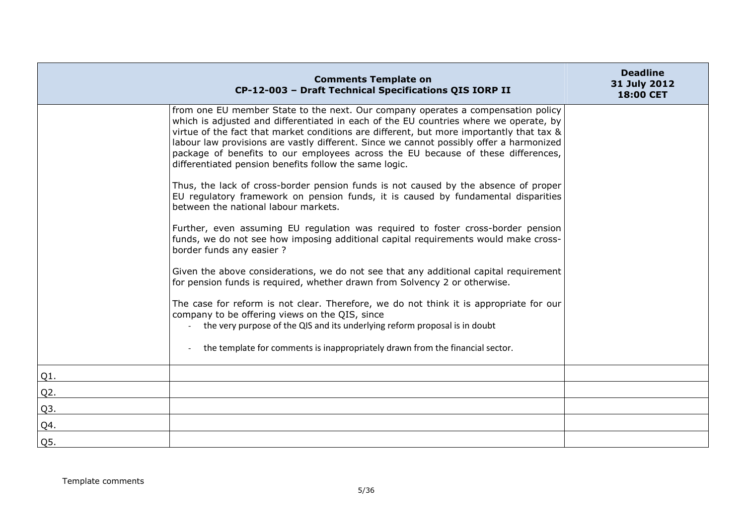| Comments Template on CP-12-003 – Draft Technical Specifications QIS IORP II | | Deadline 31 July 2012 18:00 CET |
|---|---|---|
| | from one EU member State to the next. Our company operates a compensation policy which is adjusted and differentiated in each of the EU countries where we operate, by virtue of the fact that market conditions are different, but more importantly that tax & labour law provisions are vastly different. Since we cannot possibly offer a harmonized package of benefits to our employees across the EU because of these differences, differentiated pension benefits follow the same logic.<br><br>Thus, the lack of cross-border pension funds is not caused by the absence of proper EU regulatory framework on pension funds, it is caused by fundamental disparities between the national labour markets.<br><br>Further, even assuming EU regulation was required to foster cross-border pension funds, we do not see how imposing additional capital requirements would make cross-border funds any easier ?<br><br>Given the above considerations, we do not see that any additional capital requirement for pension funds is required, whether drawn from Solvency 2 or otherwise.<br><br>The case for reform is not clear. Therefore, we do not think it is appropriate for our company to be offering views on the QIS, since<br>- the very purpose of the QIS and its underlying reform proposal is in doubt<br>- the template for comments is inappropriately drawn from the financial sector. | |
| Q1. | | |
| Q2. | | |
| Q3. | | |
| Q4. | | |
| Q5. | | |

Template comments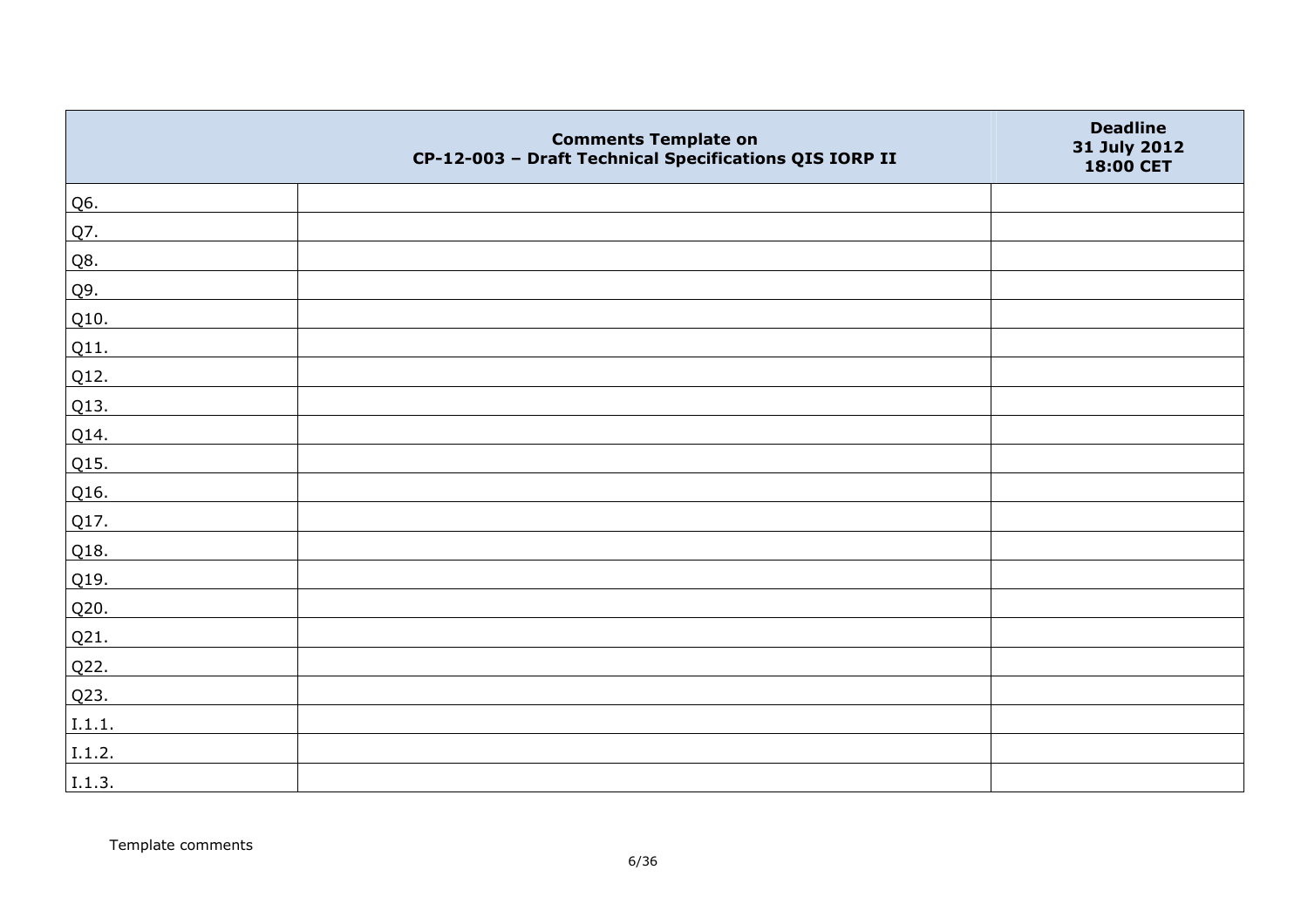| | Comments Template on CP-12-003 – Draft Technical Specifications QIS IORP II | Deadline 31 July 2012 18:00 CET |
|---|---|---|
| Q6. | | |
| Q7. | | |
| Q8. | | |
| Q9. | | |
| Q10. | | |
| Q11. | | |
| Q12. | | |
| Q13. | | |
| Q14. | | |
| Q15. | | |
| Q16. | | |
| Q17. | | |
| Q18. | | |
| Q19. | | |
| Q20. | | |
| Q21. | | |
| Q22. | | |
| Q23. | | |
| I.1.1. | | |
| I.1.2. | | |
| I.1.3. | | |

Template comments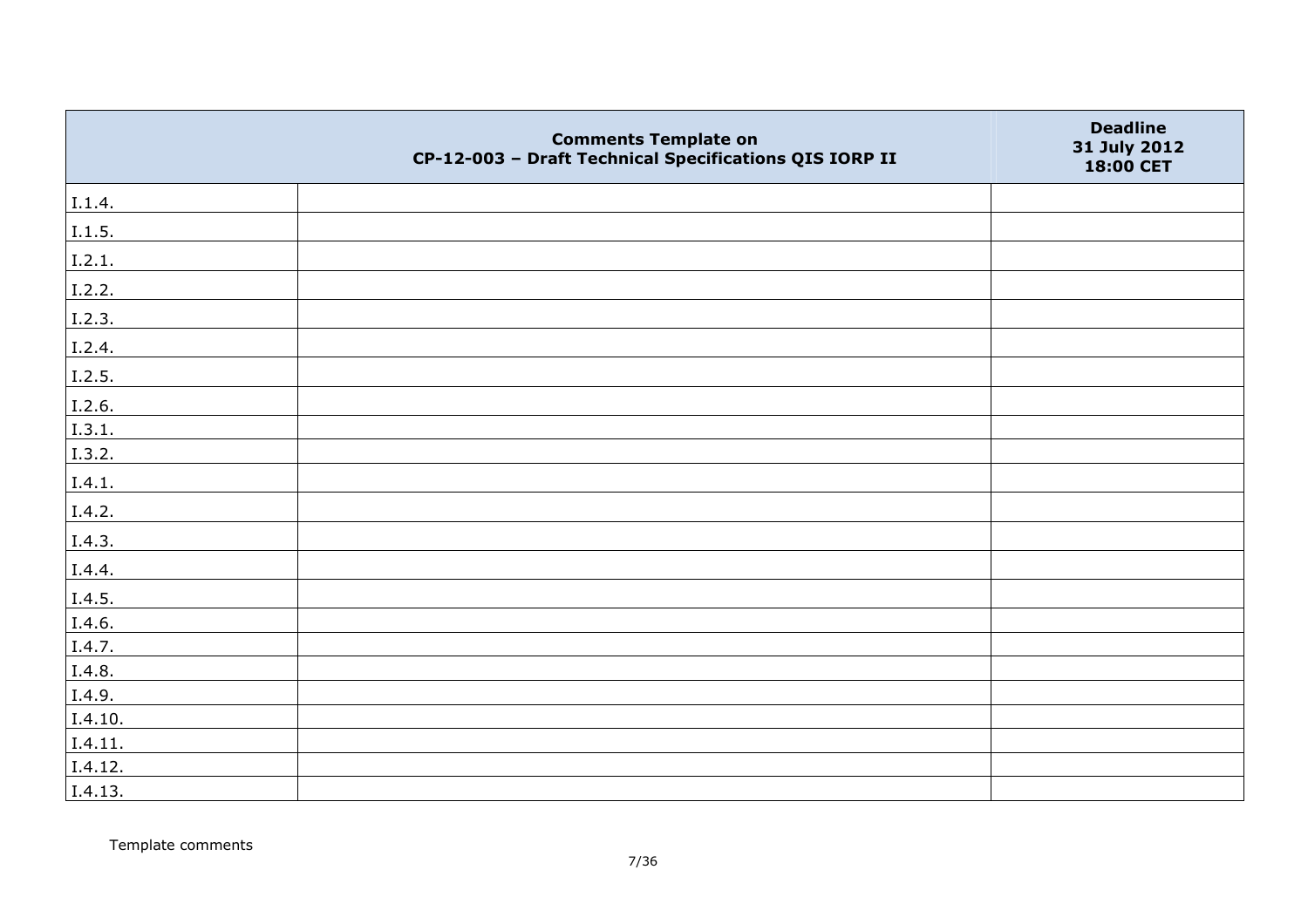| | Comments Template on CP-12-003 – Draft Technical Specifications QIS IORP II | Deadline 31 July 2012 18:00 CET |
|---|---|---|
| I.1.4. | | |
| I.1.5. | | |
| I.2.1. | | |
| I.2.2. | | |
| I.2.3. | | |
| I.2.4. | | |
| I.2.5. | | |
| I.2.6. | | |
| I.3.1. | | |
| I.3.2. | | |
| I.4.1. | | |
| I.4.2. | | |
| I.4.3. | | |
| I.4.4. | | |
| I.4.5. | | |
| I.4.6. | | |
| I.4.7. | | |
| I.4.8. | | |
| I.4.9. | | |
| I.4.10. | | |
| I.4.11. | | |
| I.4.12. | | |
| I.4.13. | | |

Template comments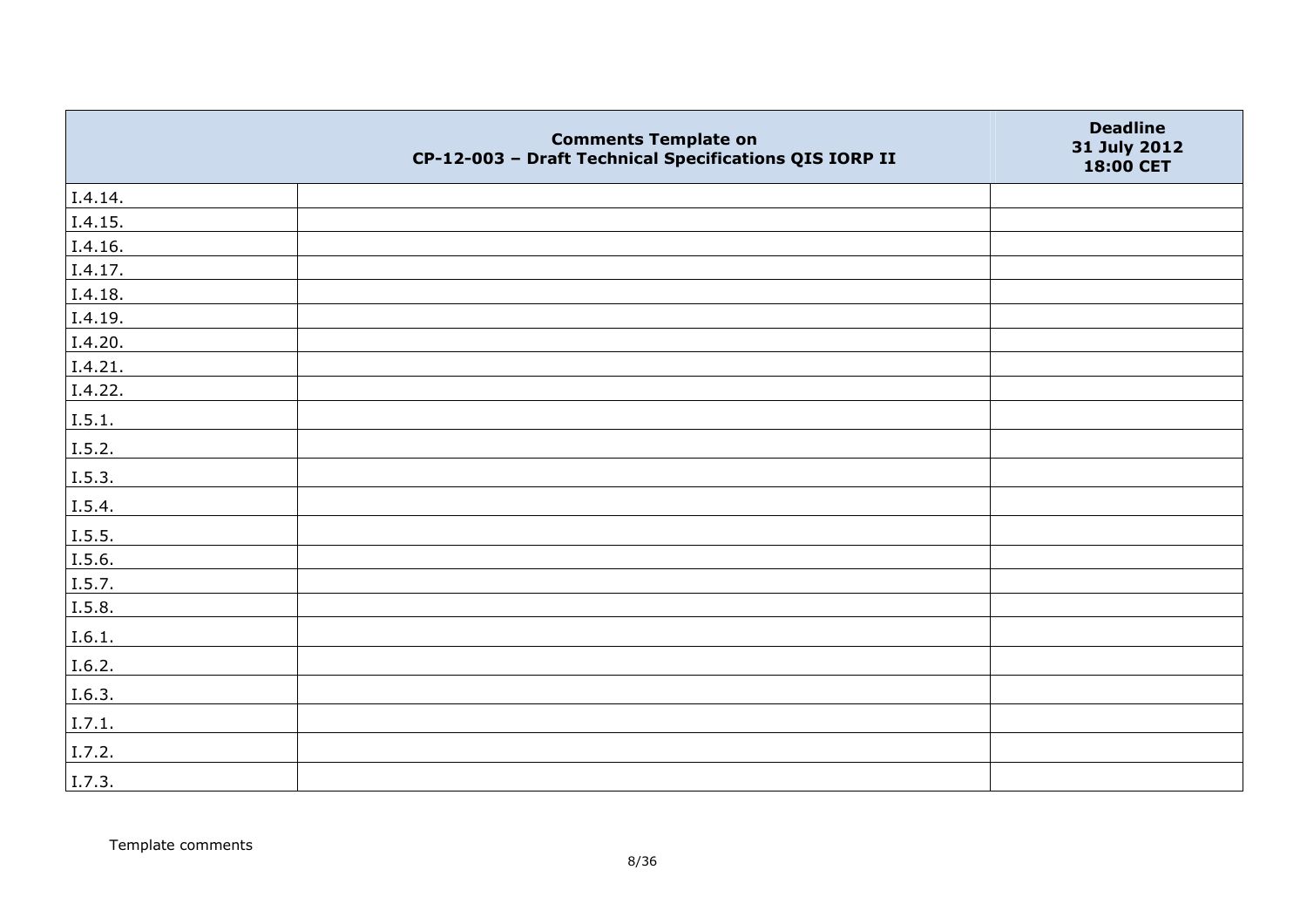| | Comments Template on CP-12-003 – Draft Technical Specifications QIS IORP II | Deadline 31 July 2012 18:00 CET |
|---|---|---|
| I.4.14. | | |
| I.4.15. | | |
| I.4.16. | | |
| I.4.17. | | |
| I.4.18. | | |
| I.4.19. | | |
| I.4.20. | | |
| I.4.21. | | |
| I.4.22. | | |
| I.5.1. | | |
| I.5.2. | | |
| I.5.3. | | |
| I.5.4. | | |
| I.5.5. | | |
| I.5.6. | | |
| I.5.7. | | |
| I.5.8. | | |
| I.6.1. | | |
| I.6.2. | | |
| I.6.3. | | |
| I.7.1. | | |
| I.7.2. | | |
| I.7.3. | | |

Template comments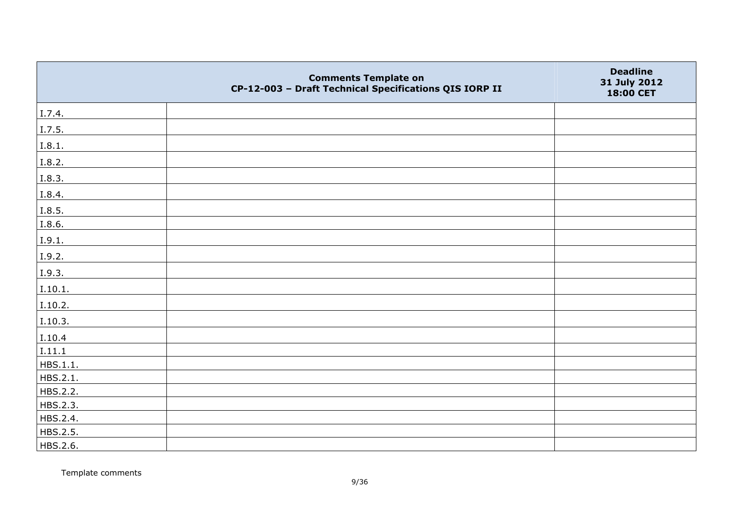| | Comments Template on CP-12-003 – Draft Technical Specifications QIS IORP II | Deadline 31 July 2012 18:00 CET |
|---|---|---|
| I.7.4. | | |
| I.7.5. | | |
| I.8.1. | | |
| I.8.2. | | |
| I.8.3. | | |
| I.8.4. | | |
| I.8.5. | | |
| I.8.6. | | |
| I.9.1. | | |
| I.9.2. | | |
| I.9.3. | | |
| I.10.1. | | |
| I.10.2. | | |
| I.10.3. | | |
| I.10.4 | | |
| I.11.1 | | |
| HBS.1.1. | | |
| HBS.2.1. | | |
| HBS.2.2. | | |
| HBS.2.3. | | |
| HBS.2.4. | | |
| HBS.2.5. | | |
| HBS.2.6. | | |

Template comments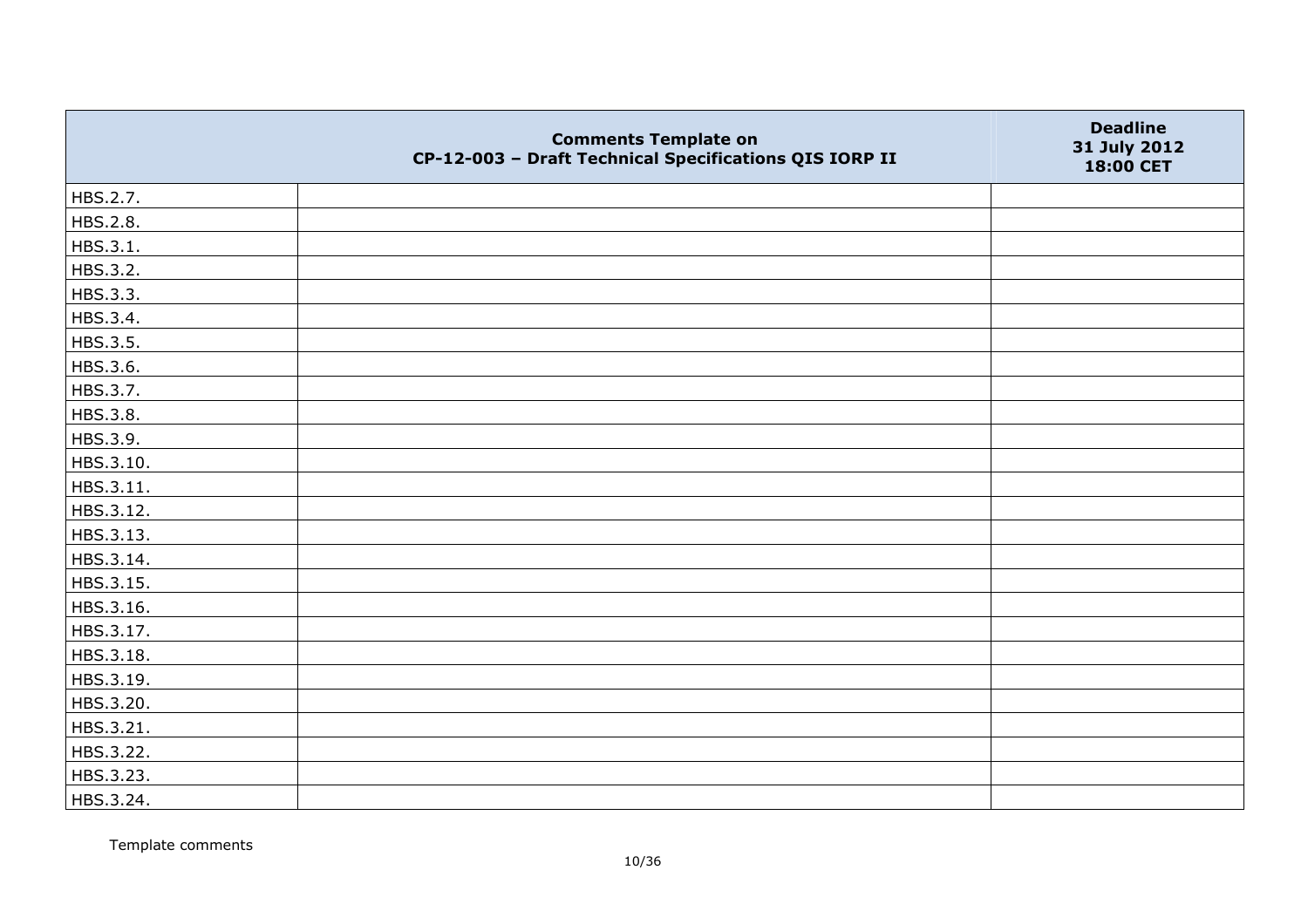| | Comments Template on CP-12-003 – Draft Technical Specifications QIS IORP II | Deadline 31 July 2012 18:00 CET |
|---|---|---|
| HBS.2.7. | | |
| HBS.2.8. | | |
| HBS.3.1. | | |
| HBS.3.2. | | |
| HBS.3.3. | | |
| HBS.3.4. | | |
| HBS.3.5. | | |
| HBS.3.6. | | |
| HBS.3.7. | | |
| HBS.3.8. | | |
| HBS.3.9. | | |
| HBS.3.10. | | |
| HBS.3.11. | | |
| HBS.3.12. | | |
| HBS.3.13. | | |
| HBS.3.14. | | |
| HBS.3.15. | | |
| HBS.3.16. | | |
| HBS.3.17. | | |
| HBS.3.18. | | |
| HBS.3.19. | | |
| HBS.3.20. | | |
| HBS.3.21. | | |
| HBS.3.22. | | |
| HBS.3.23. | | |
| HBS.3.24. | | |

Template comments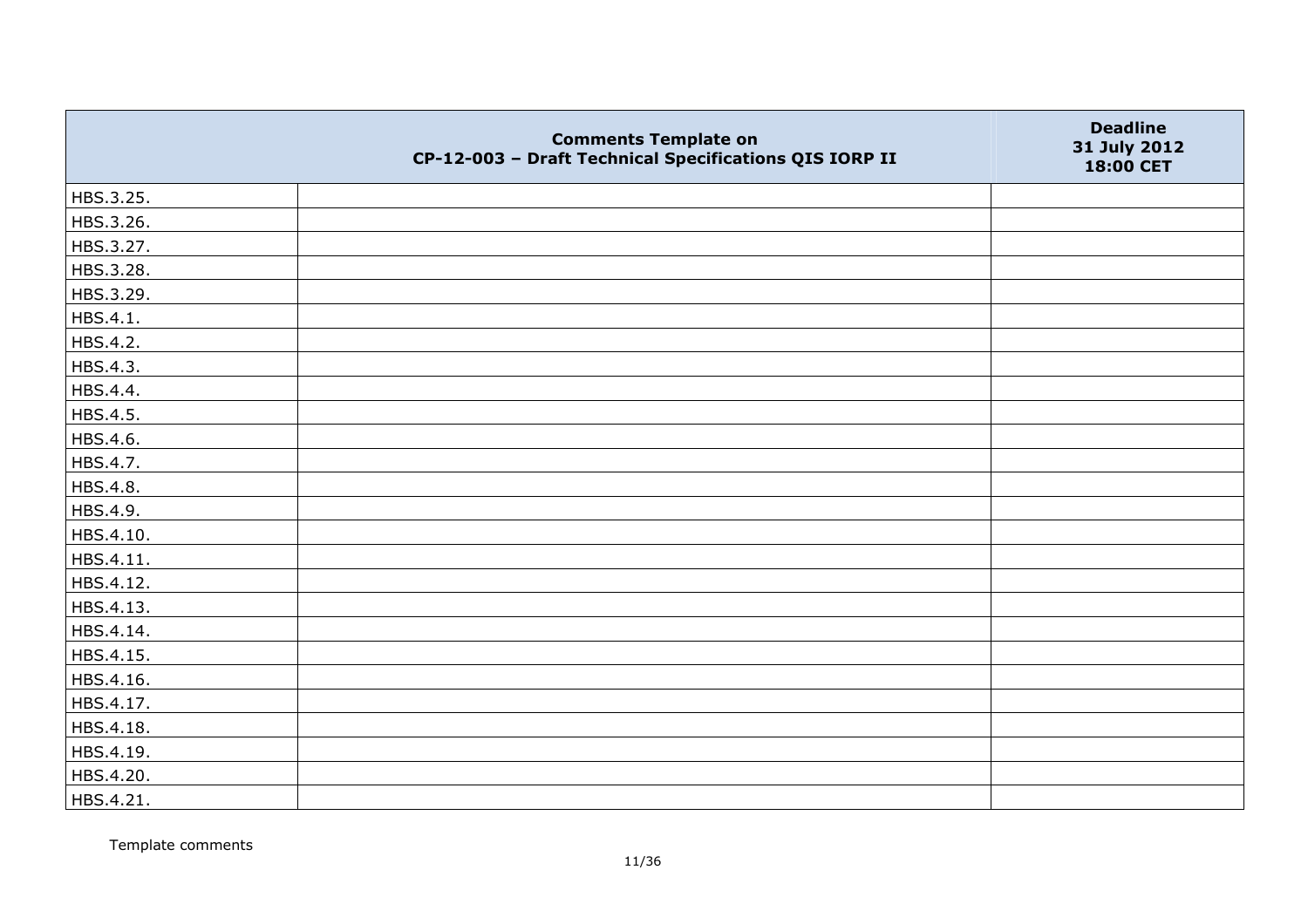| | Comments Template on<br>CP-12-003 – Draft Technical Specifications QIS IORP II | Deadline<br>31 July 2012<br>18:00 CET |
|---|---|---|
| HBS.3.25. | | |
| HBS.3.26. | | |
| HBS.3.27. | | |
| HBS.3.28. | | |
| HBS.3.29. | | |
| HBS.4.1. | | |
| HBS.4.2. | | |
| HBS.4.3. | | |
| HBS.4.4. | | |
| HBS.4.5. | | |
| HBS.4.6. | | |
| HBS.4.7. | | |
| HBS.4.8. | | |
| HBS.4.9. | | |
| HBS.4.10. | | |
| HBS.4.11. | | |
| HBS.4.12. | | |
| HBS.4.13. | | |
| HBS.4.14. | | |
| HBS.4.15. | | |
| HBS.4.16. | | |
| HBS.4.17. | | |
| HBS.4.18. | | |
| HBS.4.19. | | |
| HBS.4.20. | | |
| HBS.4.21. | | |

Template comments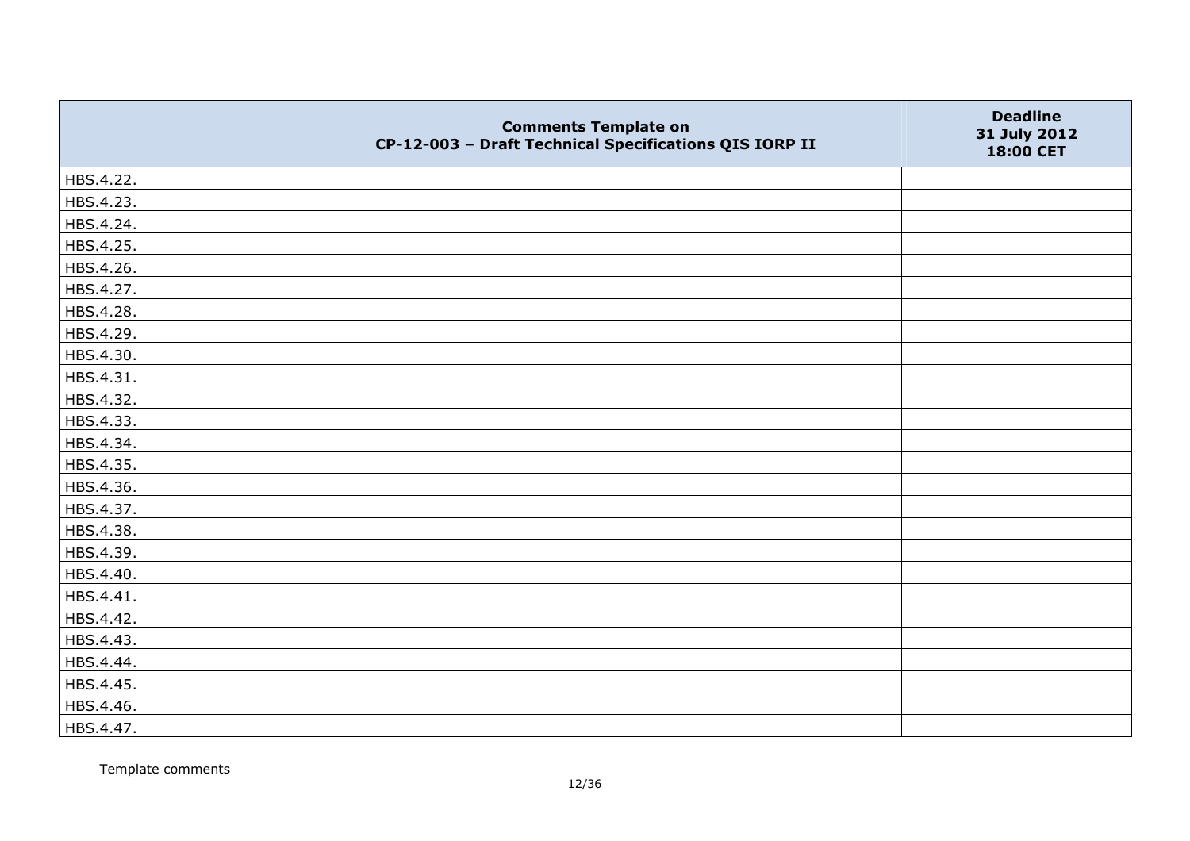| | Comments Template on CP-12-003 – Draft Technical Specifications QIS IORP II | Deadline 31 July 2012 18:00 CET |
|---|---|---|
| HBS.4.22. | | |
| HBS.4.23. | | |
| HBS.4.24. | | |
| HBS.4.25. | | |
| HBS.4.26. | | |
| HBS.4.27. | | |
| HBS.4.28. | | |
| HBS.4.29. | | |
| HBS.4.30. | | |
| HBS.4.31. | | |
| HBS.4.32. | | |
| HBS.4.33. | | |
| HBS.4.34. | | |
| HBS.4.35. | | |
| HBS.4.36. | | |
| HBS.4.37. | | |
| HBS.4.38. | | |
| HBS.4.39. | | |
| HBS.4.40. | | |
| HBS.4.41. | | |
| HBS.4.42. | | |
| HBS.4.43. | | |
| HBS.4.44. | | |
| HBS.4.45. | | |
| HBS.4.46. | | |
| HBS.4.47. | | |

Template comments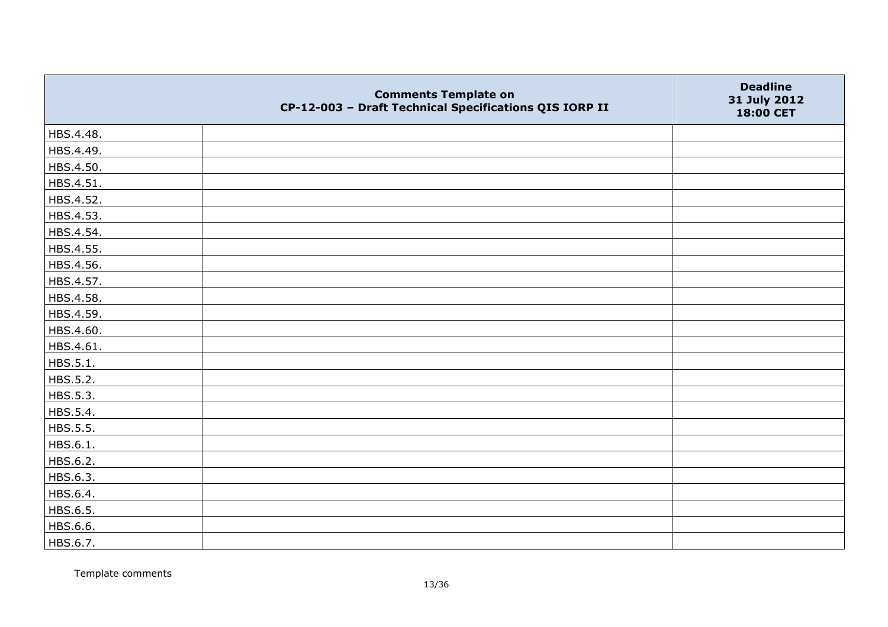| | Comments Template on CP-12-003 – Draft Technical Specifications QIS IORP II | Deadline 31 July 2012 18:00 CET |
|---|---|---|
| HBS.4.48. | | |
| HBS.4.49. | | |
| HBS.4.50. | | |
| HBS.4.51. | | |
| HBS.4.52. | | |
| HBS.4.53. | | |
| HBS.4.54. | | |
| HBS.4.55. | | |
| HBS.4.56. | | |
| HBS.4.57. | | |
| HBS.4.58. | | |
| HBS.4.59. | | |
| HBS.4.60. | | |
| HBS.4.61. | | |
| HBS.5.1. | | |
| HBS.5.2. | | |
| HBS.5.3. | | |
| HBS.5.4. | | |
| HBS.5.5. | | |
| HBS.6.1. | | |
| HBS.6.2. | | |
| HBS.6.3. | | |
| HBS.6.4. | | |
| HBS.6.5. | | |
| HBS.6.6. | | |
| HBS.6.7. | | |

Template comments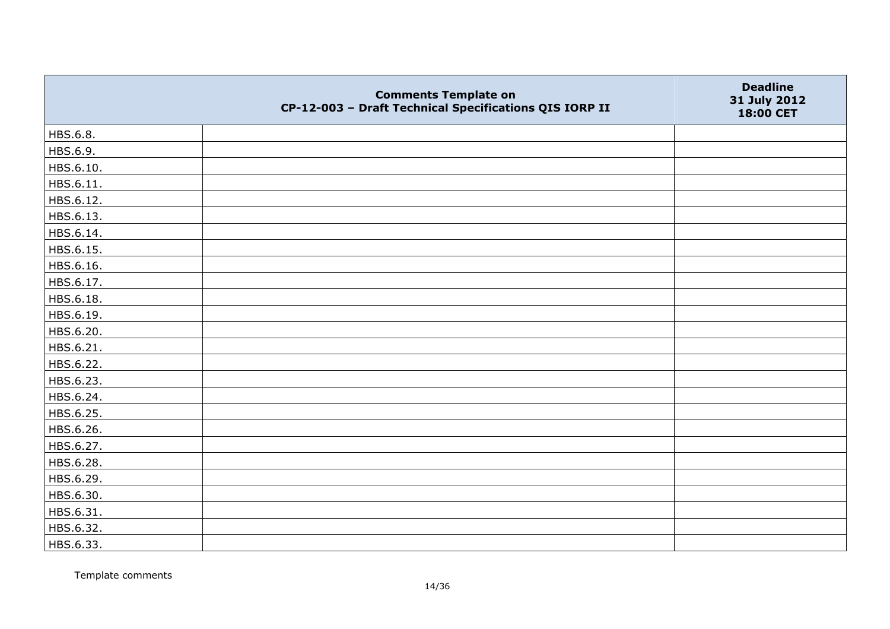| | Comments Template on CP-12-003 – Draft Technical Specifications QIS IORP II | Deadline 31 July 2012 18:00 CET |
|---|---|---|
| HBS.6.8. | | |
| HBS.6.9. | | |
| HBS.6.10. | | |
| HBS.6.11. | | |
| HBS.6.12. | | |
| HBS.6.13. | | |
| HBS.6.14. | | |
| HBS.6.15. | | |
| HBS.6.16. | | |
| HBS.6.17. | | |
| HBS.6.18. | | |
| HBS.6.19. | | |
| HBS.6.20. | | |
| HBS.6.21. | | |
| HBS.6.22. | | |
| HBS.6.23. | | |
| HBS.6.24. | | |
| HBS.6.25. | | |
| HBS.6.26. | | |
| HBS.6.27. | | |
| HBS.6.28. | | |
| HBS.6.29. | | |
| HBS.6.30. | | |
| HBS.6.31. | | |
| HBS.6.32. | | |
| HBS.6.33. | | |

Template comments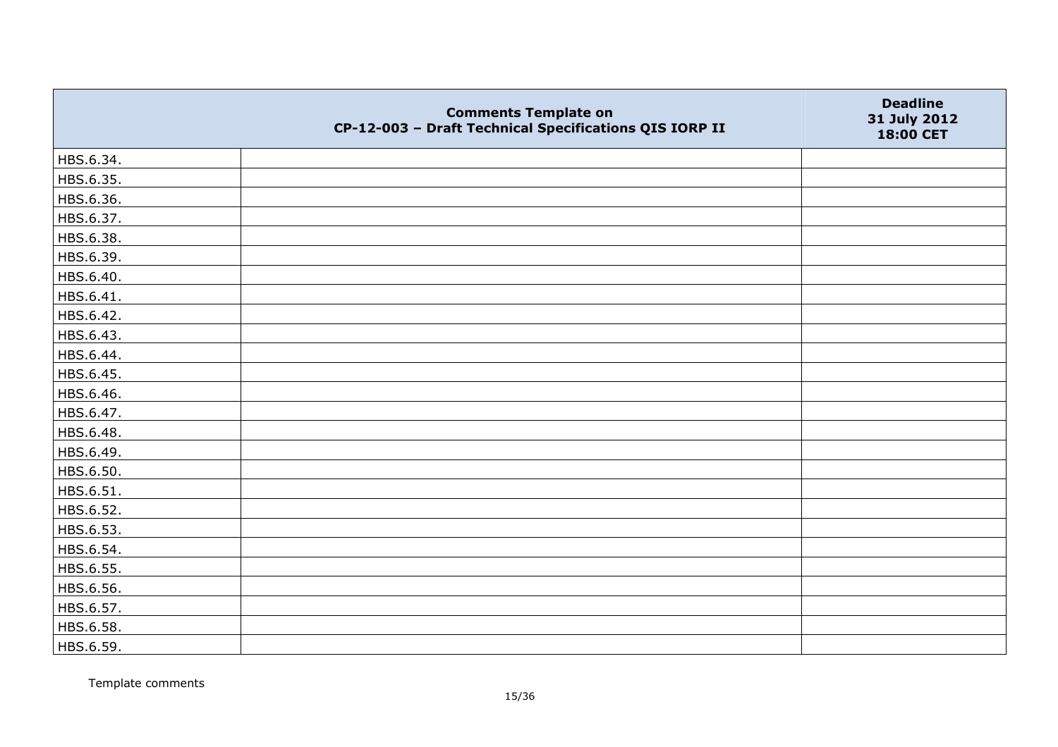| | Comments Template on CP-12-003 – Draft Technical Specifications QIS IORP II | Deadline 31 July 2012 18:00 CET |
|---|---|---|
| HBS.6.34. | | |
| HBS.6.35. | | |
| HBS.6.36. | | |
| HBS.6.37. | | |
| HBS.6.38. | | |
| HBS.6.39. | | |
| HBS.6.40. | | |
| HBS.6.41. | | |
| HBS.6.42. | | |
| HBS.6.43. | | |
| HBS.6.44. | | |
| HBS.6.45. | | |
| HBS.6.46. | | |
| HBS.6.47. | | |
| HBS.6.48. | | |
| HBS.6.49. | | |
| HBS.6.50. | | |
| HBS.6.51. | | |
| HBS.6.52. | | |
| HBS.6.53. | | |
| HBS.6.54. | | |
| HBS.6.55. | | |
| HBS.6.56. | | |
| HBS.6.57. | | |
| HBS.6.58. | | |
| HBS.6.59. | | |

Template comments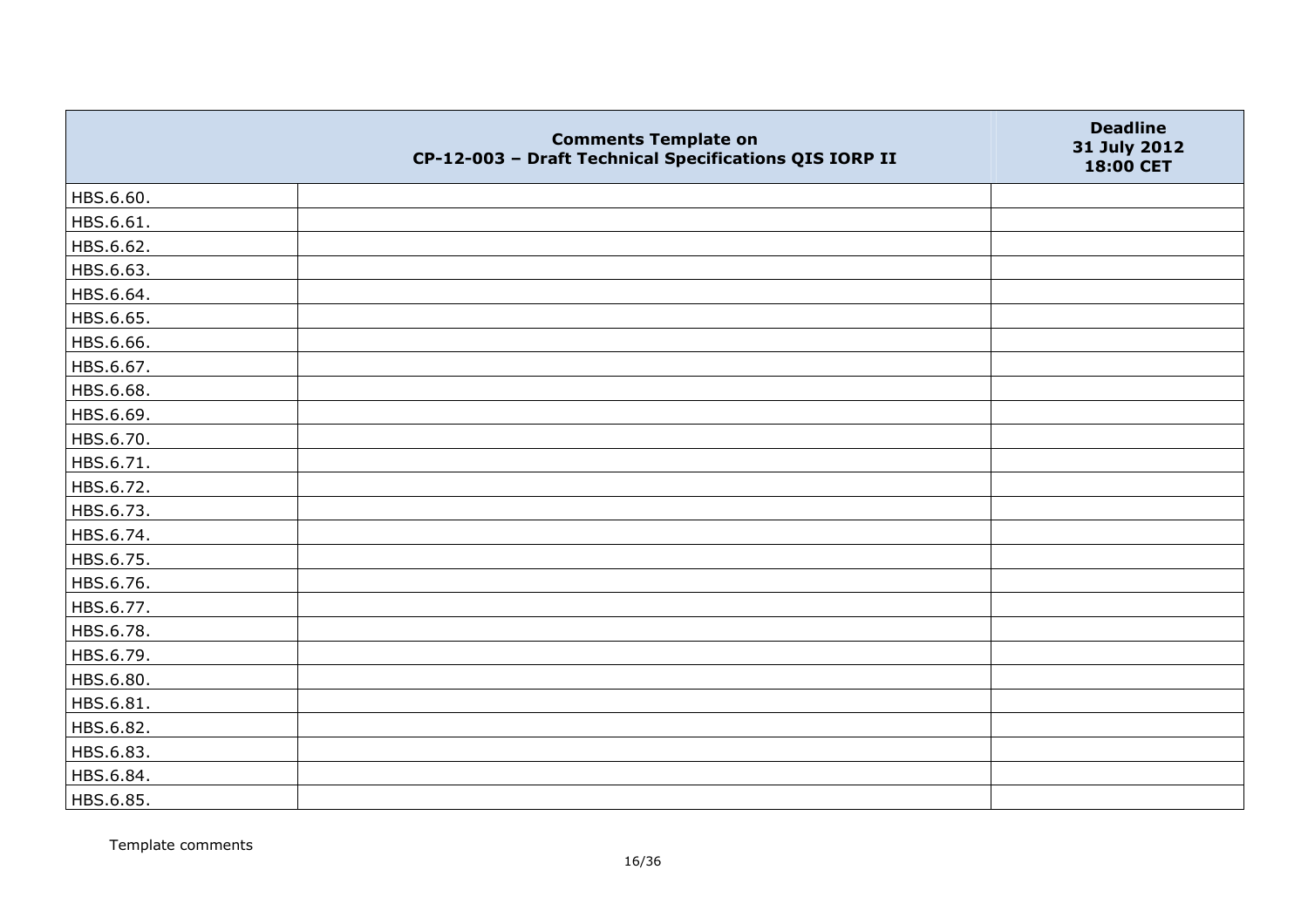| | Comments Template on CP-12-003 – Draft Technical Specifications QIS IORP II | Deadline 31 July 2012 18:00 CET |
|---|---|---|
| HBS.6.60. | | |
| HBS.6.61. | | |
| HBS.6.62. | | |
| HBS.6.63. | | |
| HBS.6.64. | | |
| HBS.6.65. | | |
| HBS.6.66. | | |
| HBS.6.67. | | |
| HBS.6.68. | | |
| HBS.6.69. | | |
| HBS.6.70. | | |
| HBS.6.71. | | |
| HBS.6.72. | | |
| HBS.6.73. | | |
| HBS.6.74. | | |
| HBS.6.75. | | |
| HBS.6.76. | | |
| HBS.6.77. | | |
| HBS.6.78. | | |
| HBS.6.79. | | |
| HBS.6.80. | | |
| HBS.6.81. | | |
| HBS.6.82. | | |
| HBS.6.83. | | |
| HBS.6.84. | | |
| HBS.6.85. | | |

Template comments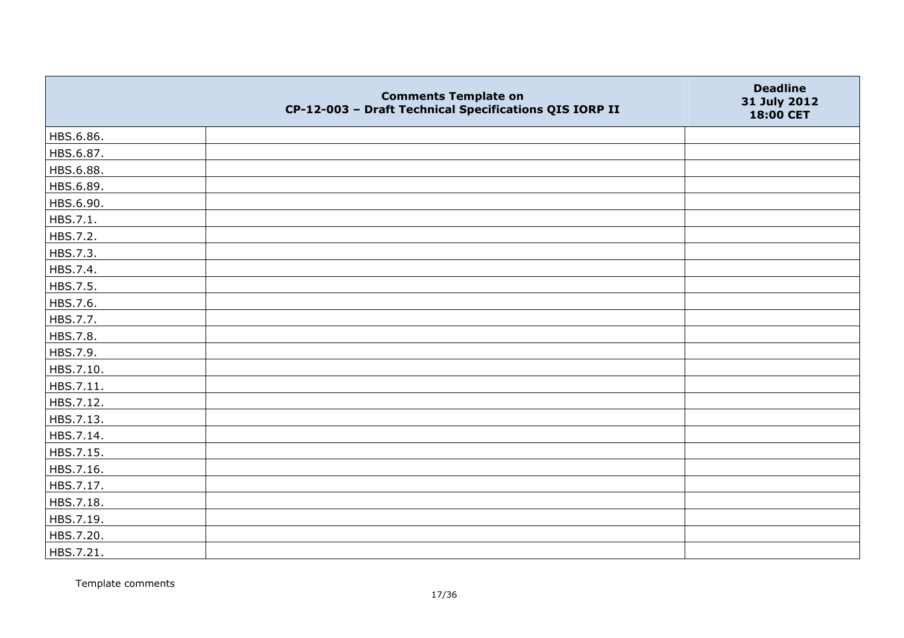| | Comments Template on CP-12-003 – Draft Technical Specifications QIS IORP II | Deadline 31 July 2012 18:00 CET |
|---|---|---|
| HBS.6.86. | | |
| HBS.6.87. | | |
| HBS.6.88. | | |
| HBS.6.89. | | |
| HBS.6.90. | | |
| HBS.7.1. | | |
| HBS.7.2. | | |
| HBS.7.3. | | |
| HBS.7.4. | | |
| HBS.7.5. | | |
| HBS.7.6. | | |
| HBS.7.7. | | |
| HBS.7.8. | | |
| HBS.7.9. | | |
| HBS.7.10. | | |
| HBS.7.11. | | |
| HBS.7.12. | | |
| HBS.7.13. | | |
| HBS.7.14. | | |
| HBS.7.15. | | |
| HBS.7.16. | | |
| HBS.7.17. | | |
| HBS.7.18. | | |
| HBS.7.19. | | |
| HBS.7.20. | | |
| HBS.7.21. | | |

Template comments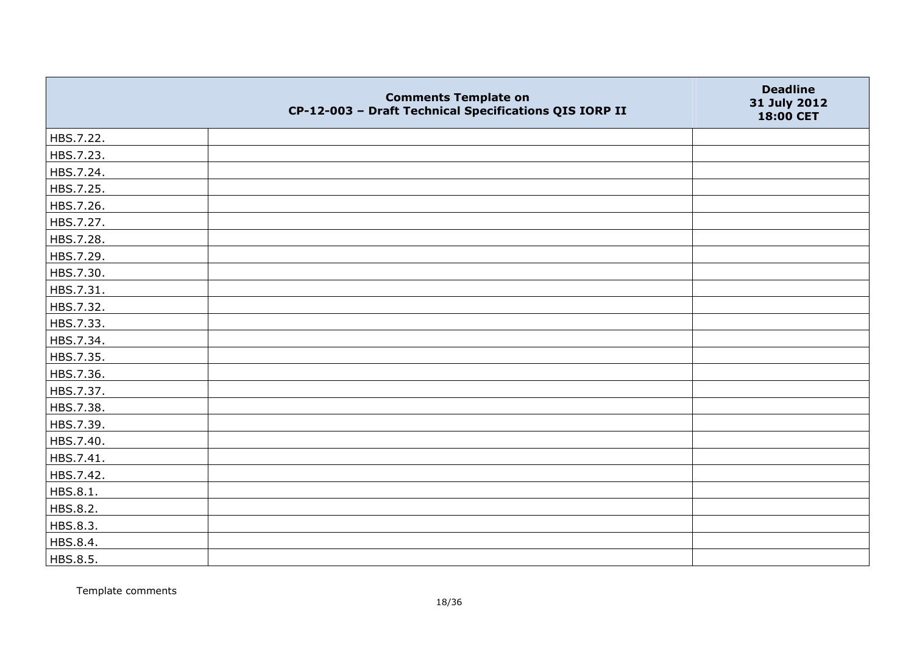| | Comments Template on<br>CP-12-003 – Draft Technical Specifications QIS IORP II | Deadline<br>31 July 2012<br>18:00 CET |
|---|---|---|
| HBS.7.22. | | |
| HBS.7.23. | | |
| HBS.7.24. | | |
| HBS.7.25. | | |
| HBS.7.26. | | |
| HBS.7.27. | | |
| HBS.7.28. | | |
| HBS.7.29. | | |
| HBS.7.30. | | |
| HBS.7.31. | | |
| HBS.7.32. | | |
| HBS.7.33. | | |
| HBS.7.34. | | |
| HBS.7.35. | | |
| HBS.7.36. | | |
| HBS.7.37. | | |
| HBS.7.38. | | |
| HBS.7.39. | | |
| HBS.7.40. | | |
| HBS.7.41. | | |
| HBS.7.42. | | |
| HBS.8.1. | | |
| HBS.8.2. | | |
| HBS.8.3. | | |
| HBS.8.4. | | |
| HBS.8.5. | | |

Template comments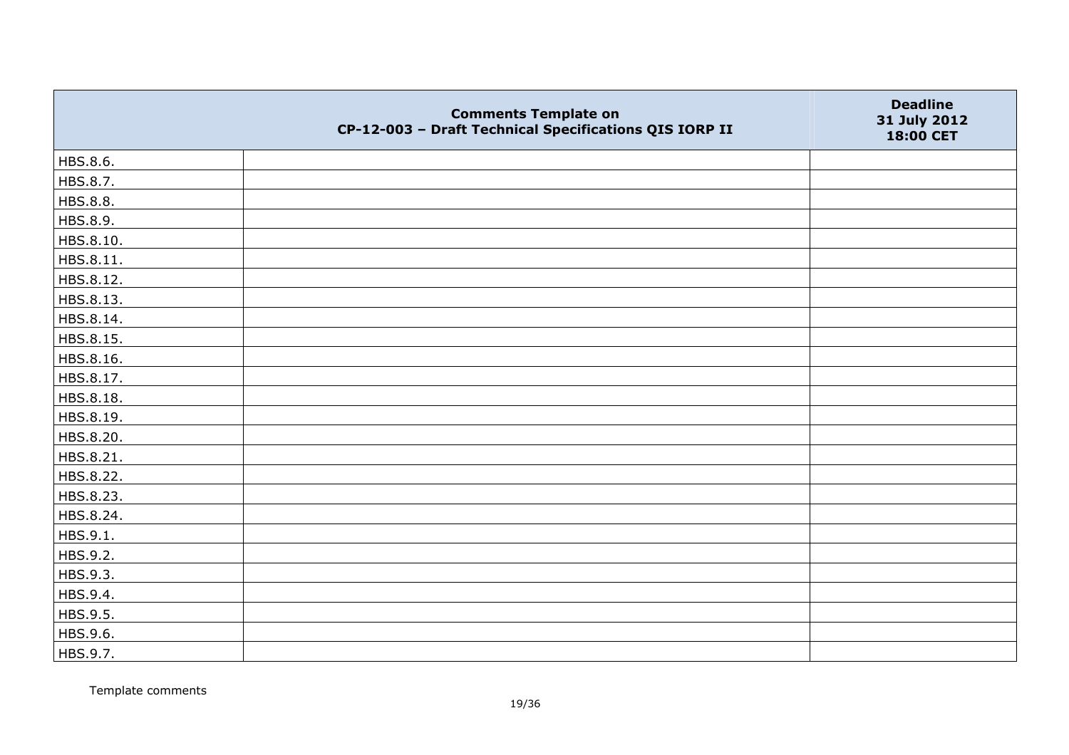| | Comments Template on CP-12-003 – Draft Technical Specifications QIS IORP II | Deadline 31 July 2012 18:00 CET |
|---|---|---|
| HBS.8.6. | | |
| HBS.8.7. | | |
| HBS.8.8. | | |
| HBS.8.9. | | |
| HBS.8.10. | | |
| HBS.8.11. | | |
| HBS.8.12. | | |
| HBS.8.13. | | |
| HBS.8.14. | | |
| HBS.8.15. | | |
| HBS.8.16. | | |
| HBS.8.17. | | |
| HBS.8.18. | | |
| HBS.8.19. | | |
| HBS.8.20. | | |
| HBS.8.21. | | |
| HBS.8.22. | | |
| HBS.8.23. | | |
| HBS.8.24. | | |
| HBS.9.1. | | |
| HBS.9.2. | | |
| HBS.9.3. | | |
| HBS.9.4. | | |
| HBS.9.5. | | |
| HBS.9.6. | | |
| HBS.9.7. | | |

Template comments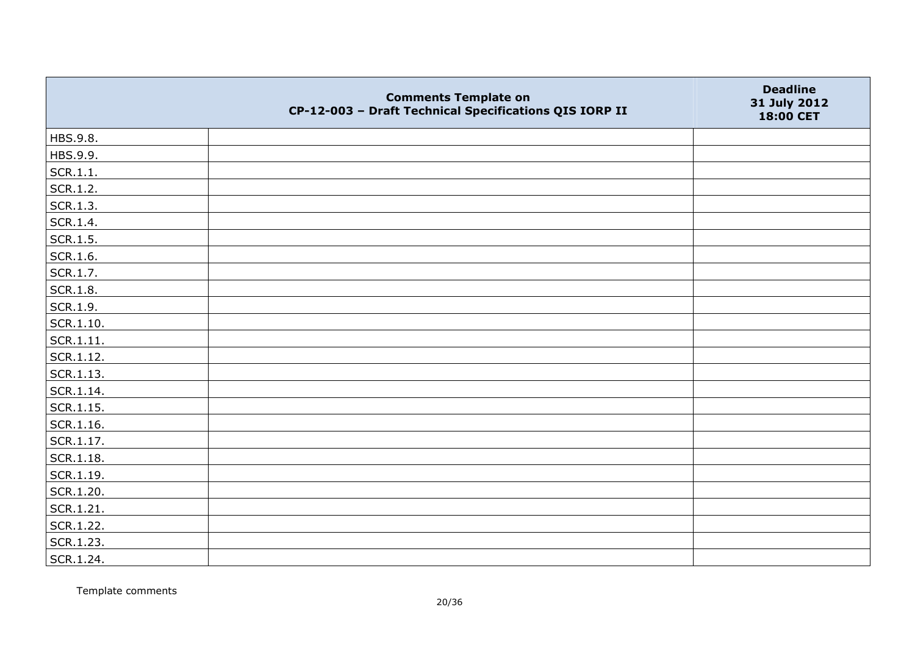| | Comments Template on CP-12-003 – Draft Technical Specifications QIS IORP II | Deadline 31 July 2012 18:00 CET |
|---|---|---|
| HBS.9.8. | | |
| HBS.9.9. | | |
| SCR.1.1. | | |
| SCR.1.2. | | |
| SCR.1.3. | | |
| SCR.1.4. | | |
| SCR.1.5. | | |
| SCR.1.6. | | |
| SCR.1.7. | | |
| SCR.1.8. | | |
| SCR.1.9. | | |
| SCR.1.10. | | |
| SCR.1.11. | | |
| SCR.1.12. | | |
| SCR.1.13. | | |
| SCR.1.14. | | |
| SCR.1.15. | | |
| SCR.1.16. | | |
| SCR.1.17. | | |
| SCR.1.18. | | |
| SCR.1.19. | | |
| SCR.1.20. | | |
| SCR.1.21. | | |
| SCR.1.22. | | |
| SCR.1.23. | | |
| SCR.1.24. | | |

Template comments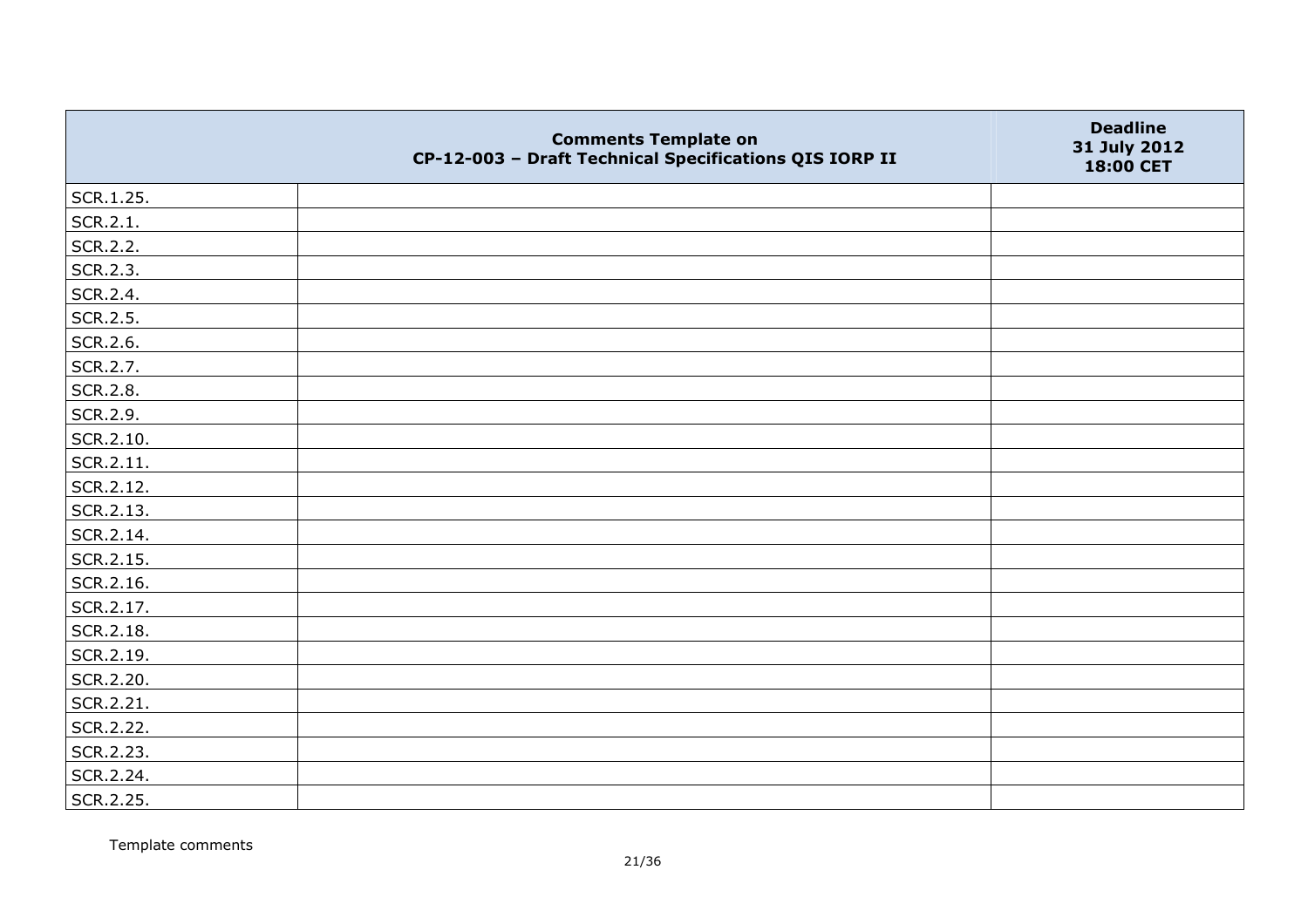|  | Comments Template on<br>CP-12-003 – Draft Technical Specifications QIS IORP II | Deadline<br>31 July 2012<br>18:00 CET |
|---|---|---|
| SCR.1.25. |  |  |
| SCR.2.1. |  |  |
| SCR.2.2. |  |  |
| SCR.2.3. |  |  |
| SCR.2.4. |  |  |
| SCR.2.5. |  |  |
| SCR.2.6. |  |  |
| SCR.2.7. |  |  |
| SCR.2.8. |  |  |
| SCR.2.9. |  |  |
| SCR.2.10. |  |  |
| SCR.2.11. |  |  |
| SCR.2.12. |  |  |
| SCR.2.13. |  |  |
| SCR.2.14. |  |  |
| SCR.2.15. |  |  |
| SCR.2.16. |  |  |
| SCR.2.17. |  |  |
| SCR.2.18. |  |  |
| SCR.2.19. |  |  |
| SCR.2.20. |  |  |
| SCR.2.21. |  |  |
| SCR.2.22. |  |  |
| SCR.2.23. |  |  |
| SCR.2.24. |  |  |
| SCR.2.25. |  |  |

Template comments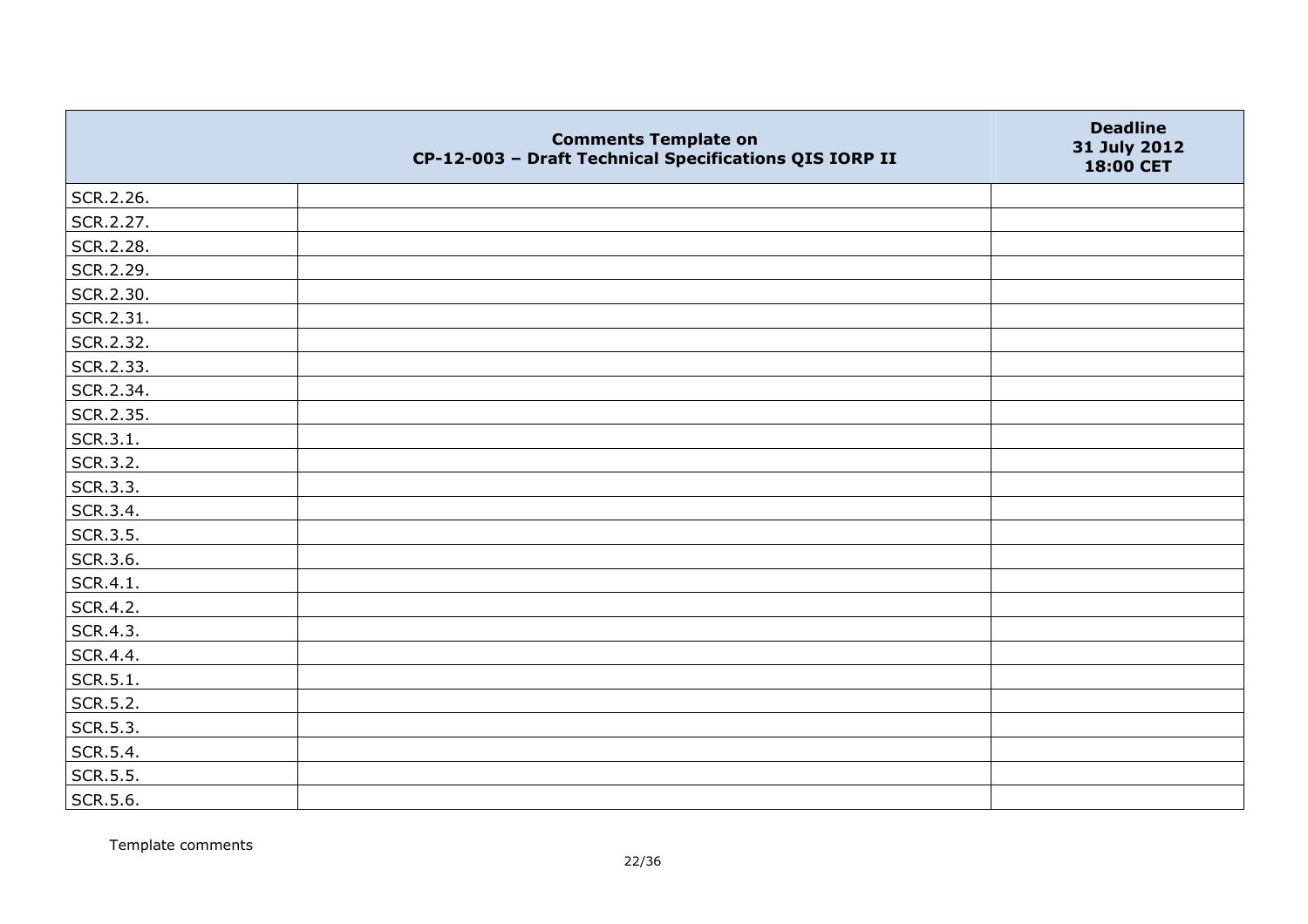| | Comments Template on CP-12-003 – Draft Technical Specifications QIS IORP II | Deadline 31 July 2012 18:00 CET |
|---|---|---|
| SCR.2.26. | | |
| SCR.2.27. | | |
| SCR.2.28. | | |
| SCR.2.29. | | |
| SCR.2.30. | | |
| SCR.2.31. | | |
| SCR.2.32. | | |
| SCR.2.33. | | |
| SCR.2.34. | | |
| SCR.2.35. | | |
| SCR.3.1. | | |
| SCR.3.2. | | |
| SCR.3.3. | | |
| SCR.3.4. | | |
| SCR.3.5. | | |
| SCR.3.6. | | |
| SCR.4.1. | | |
| SCR.4.2. | | |
| SCR.4.3. | | |
| SCR.4.4. | | |
| SCR.5.1. | | |
| SCR.5.2. | | |
| SCR.5.3. | | |
| SCR.5.4. | | |
| SCR.5.5. | | |
| SCR.5.6. | | |

Template comments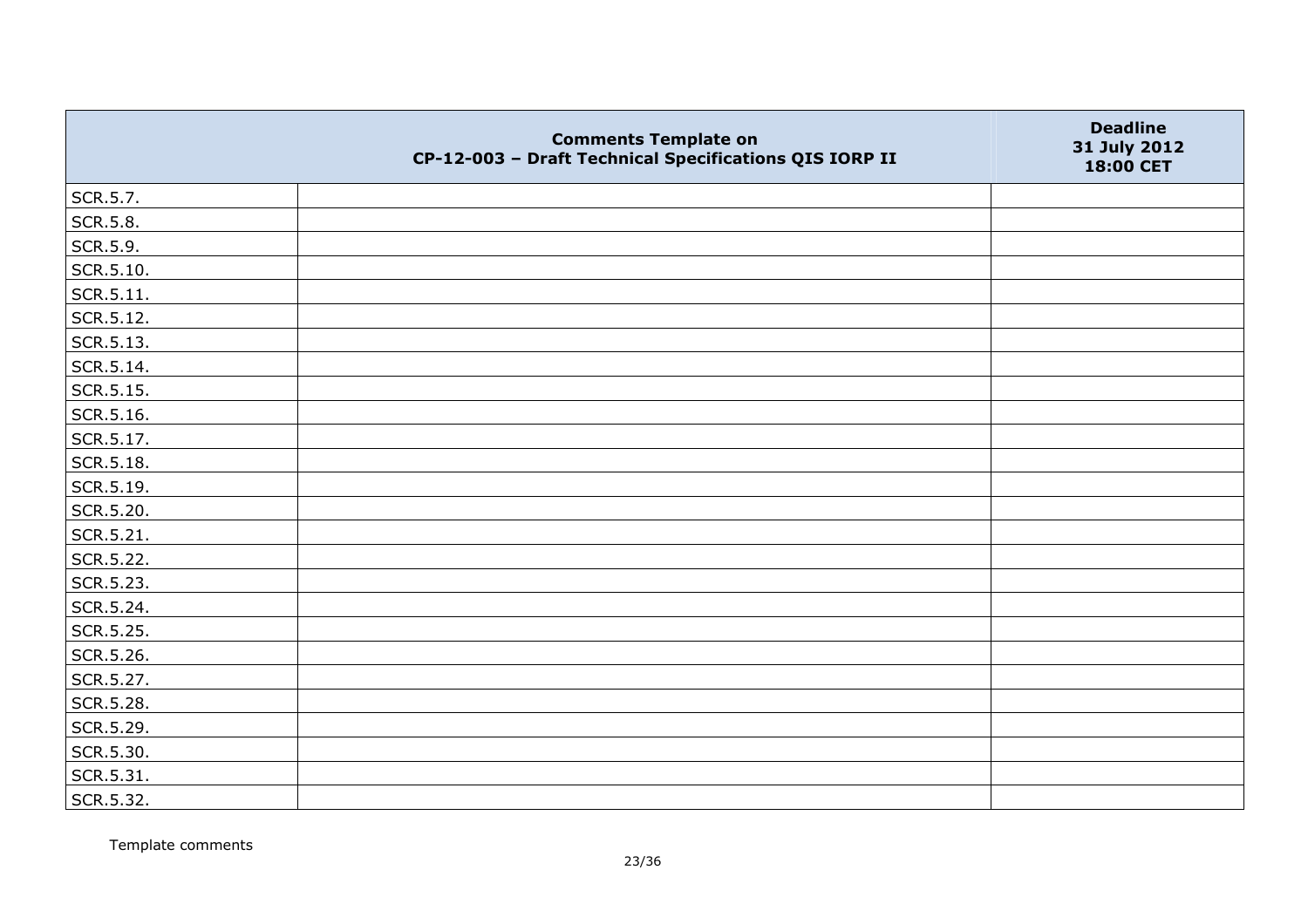| | Comments Template on CP-12-003 – Draft Technical Specifications QIS IORP II | Deadline 31 July 2012 18:00 CET |
|---|---|---|
| SCR.5.7. | | |
| SCR.5.8. | | |
| SCR.5.9. | | |
| SCR.5.10. | | |
| SCR.5.11. | | |
| SCR.5.12. | | |
| SCR.5.13. | | |
| SCR.5.14. | | |
| SCR.5.15. | | |
| SCR.5.16. | | |
| SCR.5.17. | | |
| SCR.5.18. | | |
| SCR.5.19. | | |
| SCR.5.20. | | |
| SCR.5.21. | | |
| SCR.5.22. | | |
| SCR.5.23. | | |
| SCR.5.24. | | |
| SCR.5.25. | | |
| SCR.5.26. | | |
| SCR.5.27. | | |
| SCR.5.28. | | |
| SCR.5.29. | | |
| SCR.5.30. | | |
| SCR.5.31. | | |
| SCR.5.32. | | |

Template comments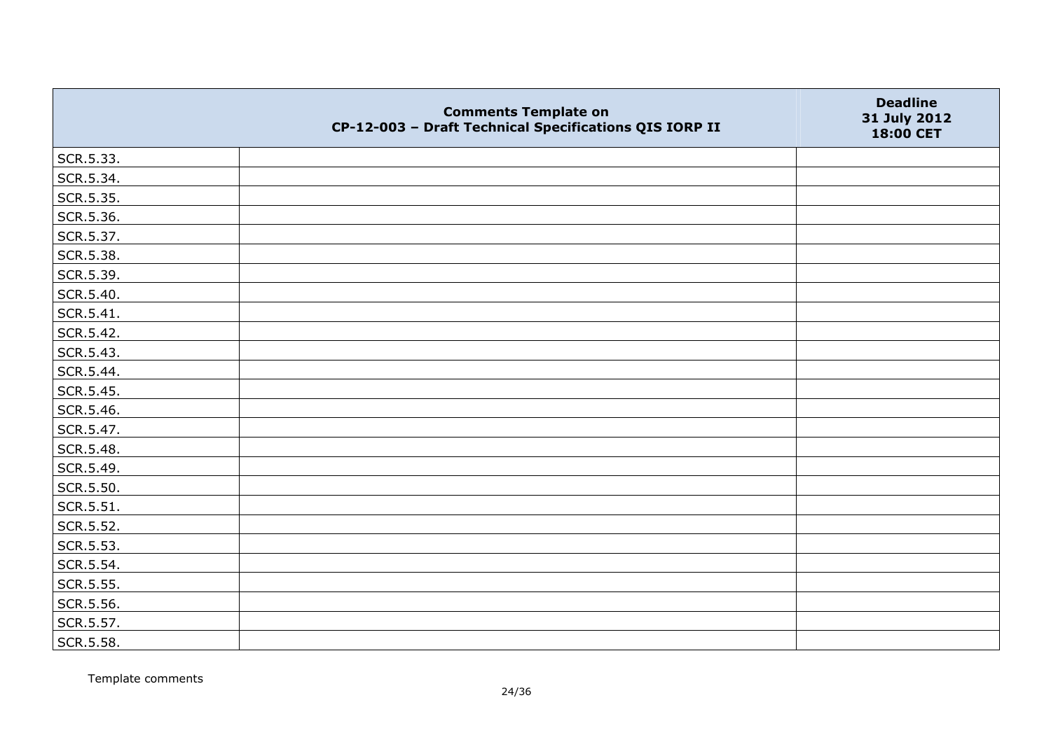| | Comments Template on CP-12-003 – Draft Technical Specifications QIS IORP II | Deadline 31 July 2012 18:00 CET |
|---|---|---|
| SCR.5.33. | | |
| SCR.5.34. | | |
| SCR.5.35. | | |
| SCR.5.36. | | |
| SCR.5.37. | | |
| SCR.5.38. | | |
| SCR.5.39. | | |
| SCR.5.40. | | |
| SCR.5.41. | | |
| SCR.5.42. | | |
| SCR.5.43. | | |
| SCR.5.44. | | |
| SCR.5.45. | | |
| SCR.5.46. | | |
| SCR.5.47. | | |
| SCR.5.48. | | |
| SCR.5.49. | | |
| SCR.5.50. | | |
| SCR.5.51. | | |
| SCR.5.52. | | |
| SCR.5.53. | | |
| SCR.5.54. | | |
| SCR.5.55. | | |
| SCR.5.56. | | |
| SCR.5.57. | | |
| SCR.5.58. | | |

Template comments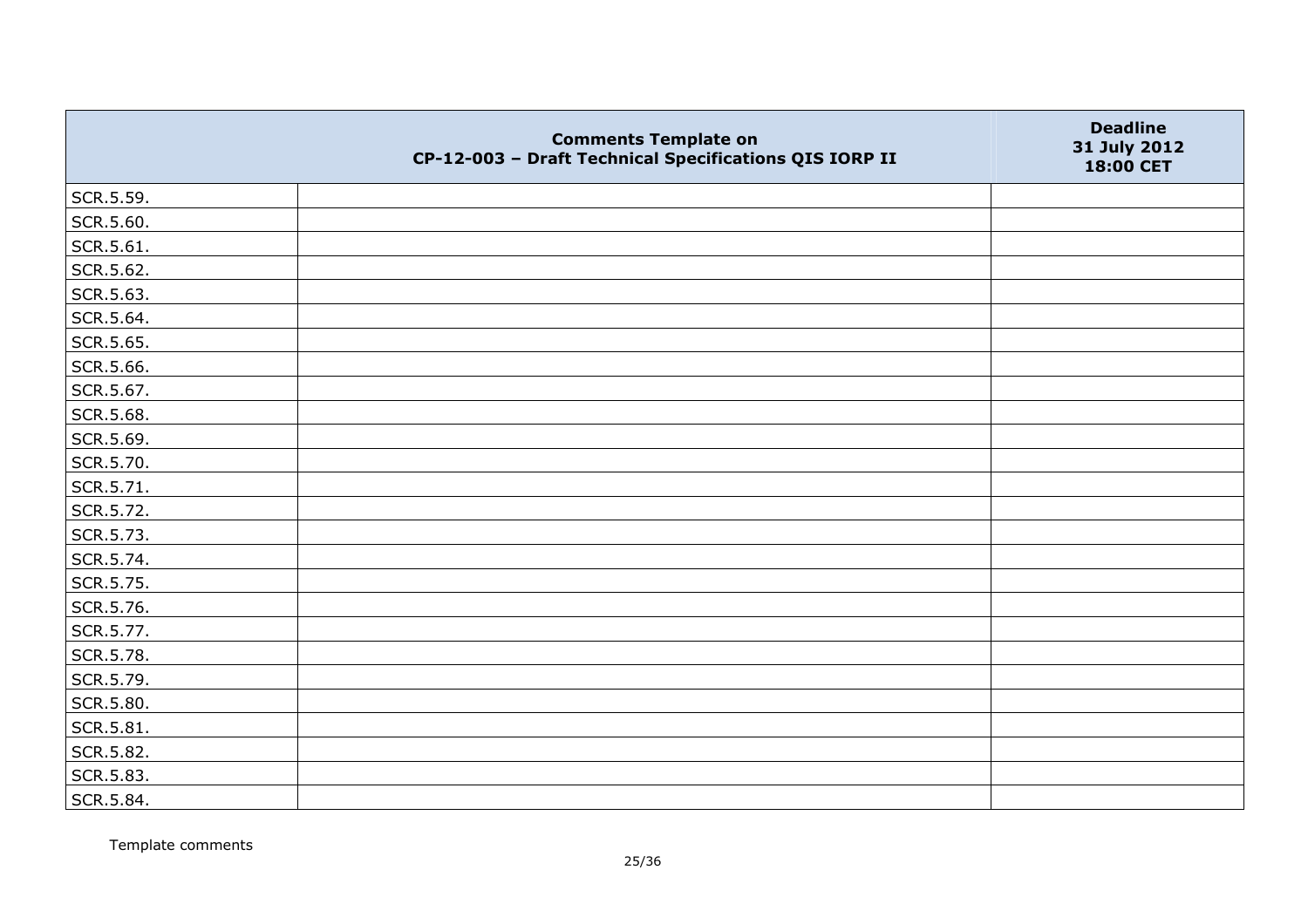| | Comments Template on CP-12-003 – Draft Technical Specifications QIS IORP II | Deadline 31 July 2012 18:00 CET |
|---|---|---|
| SCR.5.59. | | |
| SCR.5.60. | | |
| SCR.5.61. | | |
| SCR.5.62. | | |
| SCR.5.63. | | |
| SCR.5.64. | | |
| SCR.5.65. | | |
| SCR.5.66. | | |
| SCR.5.67. | | |
| SCR.5.68. | | |
| SCR.5.69. | | |
| SCR.5.70. | | |
| SCR.5.71. | | |
| SCR.5.72. | | |
| SCR.5.73. | | |
| SCR.5.74. | | |
| SCR.5.75. | | |
| SCR.5.76. | | |
| SCR.5.77. | | |
| SCR.5.78. | | |
| SCR.5.79. | | |
| SCR.5.80. | | |
| SCR.5.81. | | |
| SCR.5.82. | | |
| SCR.5.83. | | |
| SCR.5.84. | | |

Template comments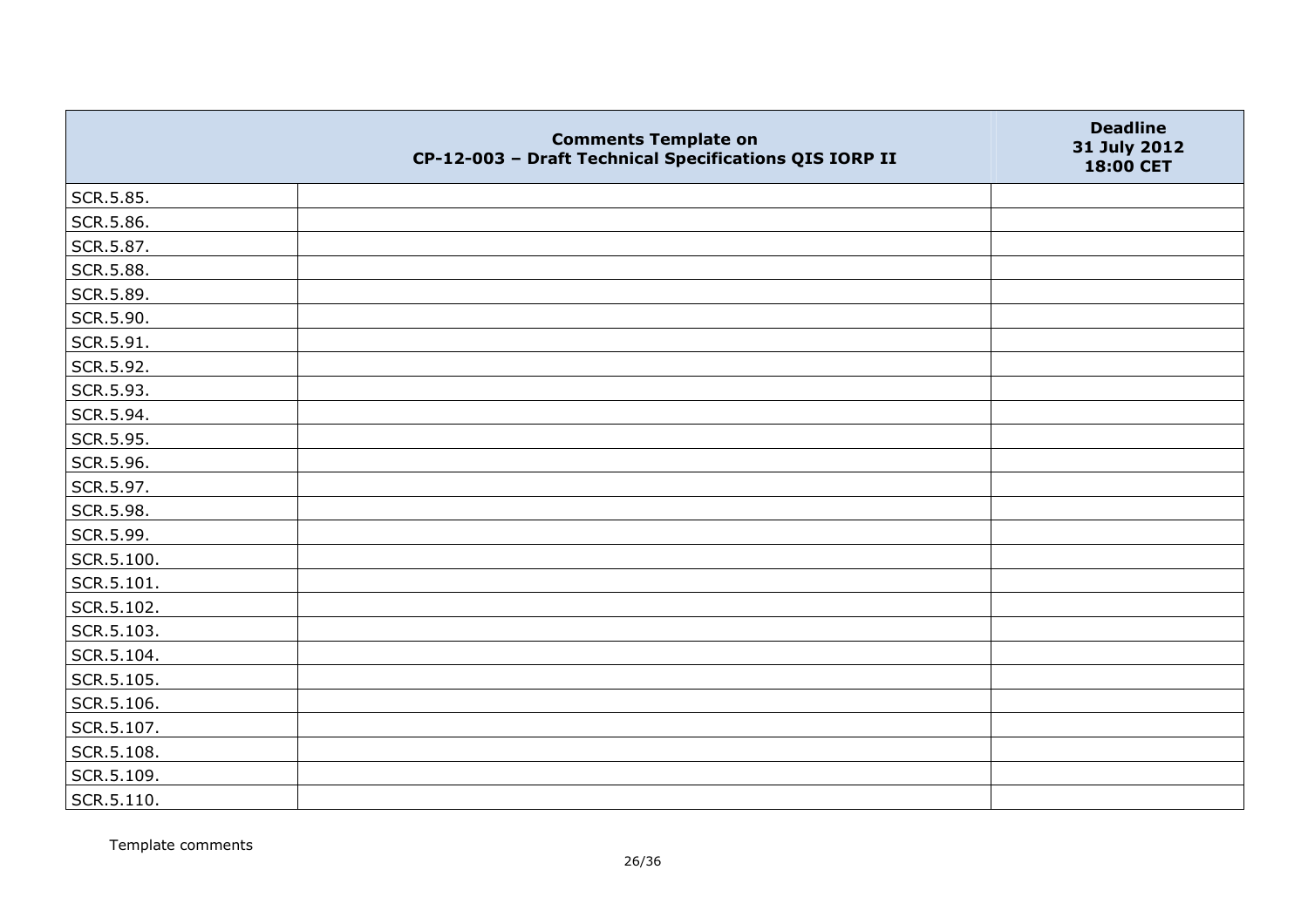| | Comments Template on CP-12-003 – Draft Technical Specifications QIS IORP II | Deadline 31 July 2012 18:00 CET |
|---|---|---|
| SCR.5.85. | | |
| SCR.5.86. | | |
| SCR.5.87. | | |
| SCR.5.88. | | |
| SCR.5.89. | | |
| SCR.5.90. | | |
| SCR.5.91. | | |
| SCR.5.92. | | |
| SCR.5.93. | | |
| SCR.5.94. | | |
| SCR.5.95. | | |
| SCR.5.96. | | |
| SCR.5.97. | | |
| SCR.5.98. | | |
| SCR.5.99. | | |
| SCR.5.100. | | |
| SCR.5.101. | | |
| SCR.5.102. | | |
| SCR.5.103. | | |
| SCR.5.104. | | |
| SCR.5.105. | | |
| SCR.5.106. | | |
| SCR.5.107. | | |
| SCR.5.108. | | |
| SCR.5.109. | | |
| SCR.5.110. | | |

Template comments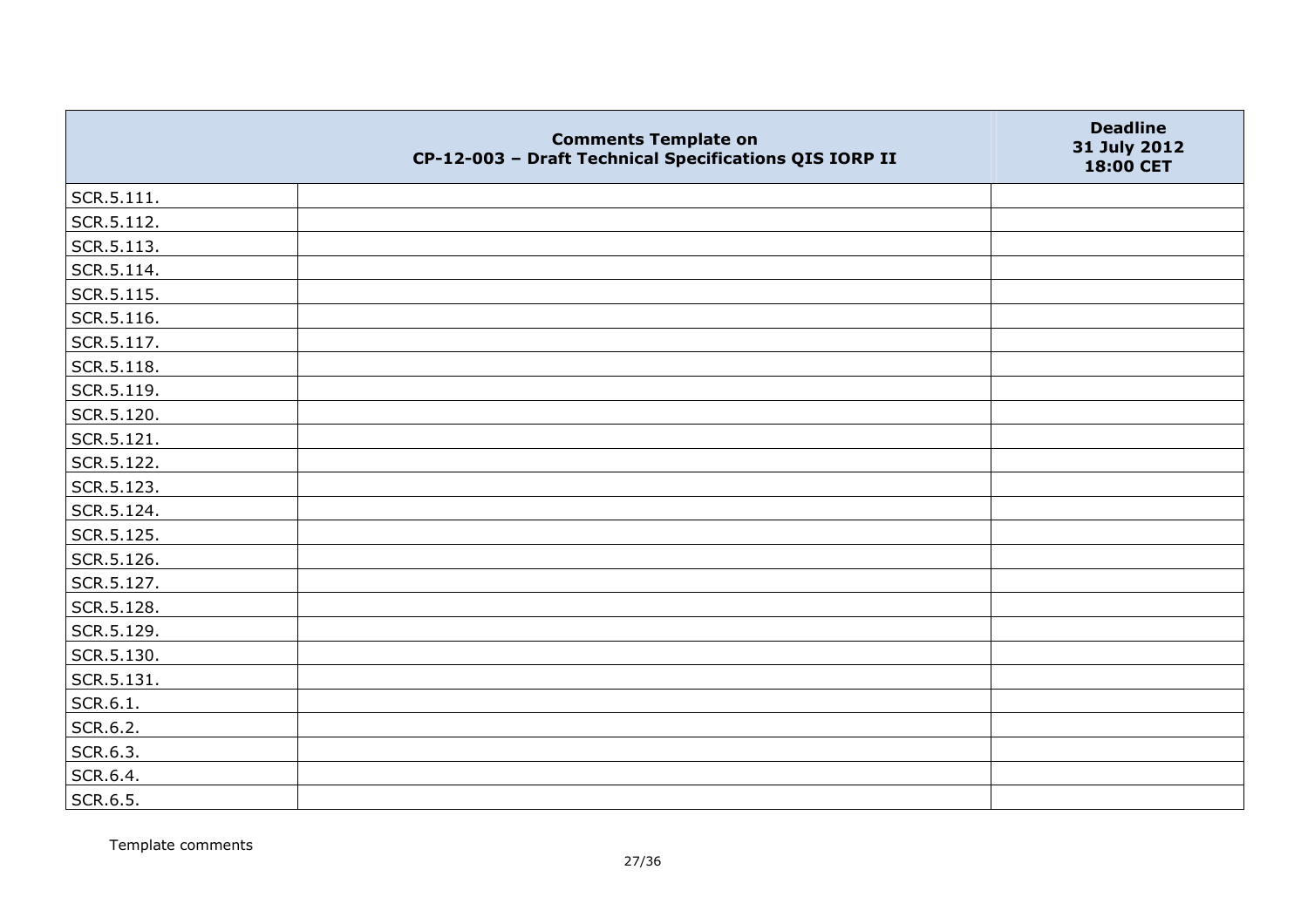|  | Comments Template on CP-12-003 – Draft Technical Specifications QIS IORP II | Deadline 31 July 2012 18:00 CET |
|---|---|---|
| SCR.5.111. |  |  |
| SCR.5.112. |  |  |
| SCR.5.113. |  |  |
| SCR.5.114. |  |  |
| SCR.5.115. |  |  |
| SCR.5.116. |  |  |
| SCR.5.117. |  |  |
| SCR.5.118. |  |  |
| SCR.5.119. |  |  |
| SCR.5.120. |  |  |
| SCR.5.121. |  |  |
| SCR.5.122. |  |  |
| SCR.5.123. |  |  |
| SCR.5.124. |  |  |
| SCR.5.125. |  |  |
| SCR.5.126. |  |  |
| SCR.5.127. |  |  |
| SCR.5.128. |  |  |
| SCR.5.129. |  |  |
| SCR.5.130. |  |  |
| SCR.5.131. |  |  |
| SCR.6.1. |  |  |
| SCR.6.2. |  |  |
| SCR.6.3. |  |  |
| SCR.6.4. |  |  |
| SCR.6.5. |  |  |

Template comments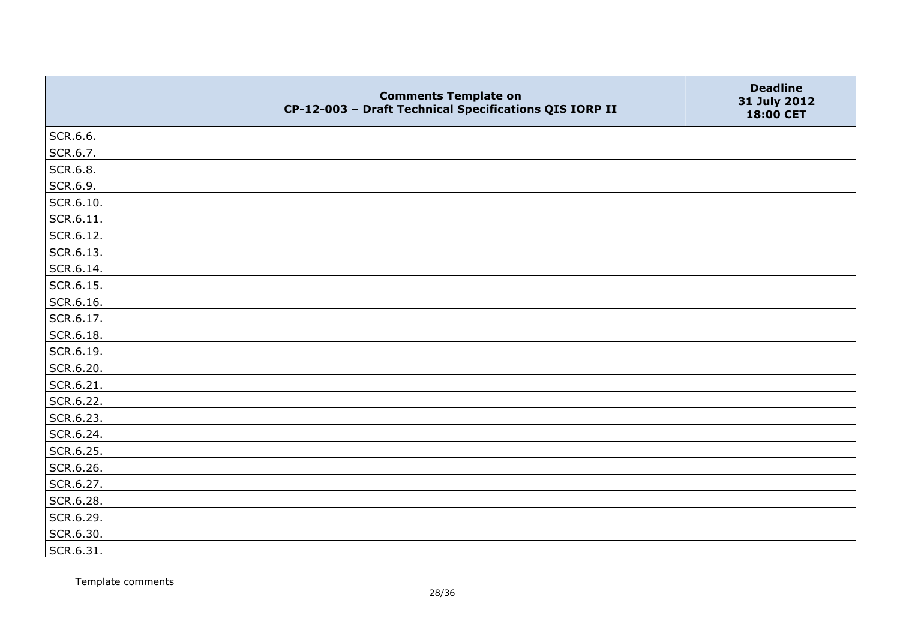|  | Comments Template on<br>CP-12-003 – Draft Technical Specifications QIS IORP II | Deadline<br>31 July 2012<br>18:00 CET |
|---|---|---|
| SCR.6.6. |  |  |
| SCR.6.7. |  |  |
| SCR.6.8. |  |  |
| SCR.6.9. |  |  |
| SCR.6.10. |  |  |
| SCR.6.11. |  |  |
| SCR.6.12. |  |  |
| SCR.6.13. |  |  |
| SCR.6.14. |  |  |
| SCR.6.15. |  |  |
| SCR.6.16. |  |  |
| SCR.6.17. |  |  |
| SCR.6.18. |  |  |
| SCR.6.19. |  |  |
| SCR.6.20. |  |  |
| SCR.6.21. |  |  |
| SCR.6.22. |  |  |
| SCR.6.23. |  |  |
| SCR.6.24. |  |  |
| SCR.6.25. |  |  |
| SCR.6.26. |  |  |
| SCR.6.27. |  |  |
| SCR.6.28. |  |  |
| SCR.6.29. |  |  |
| SCR.6.30. |  |  |
| SCR.6.31. |  |  |

Template comments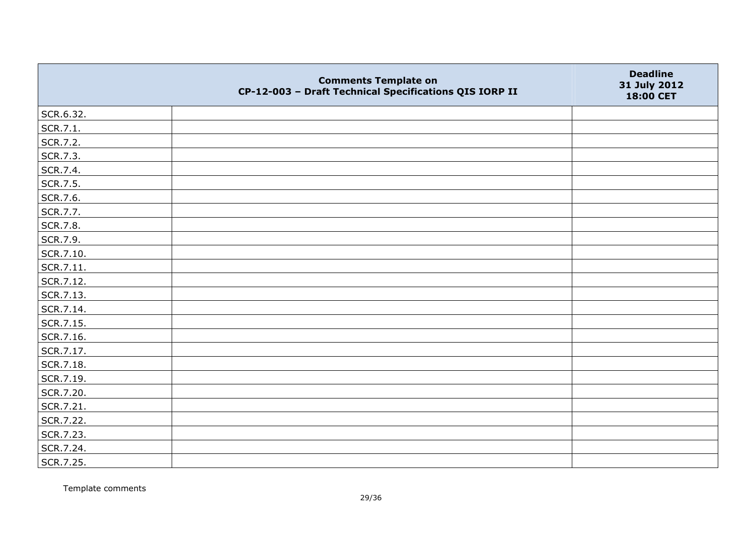|  | Comments Template on CP-12-003 – Draft Technical Specifications QIS IORP II | Deadline 31 July 2012 18:00 CET |
|---|---|---|
| SCR.6.32. |  |  |
| SCR.7.1. |  |  |
| SCR.7.2. |  |  |
| SCR.7.3. |  |  |
| SCR.7.4. |  |  |
| SCR.7.5. |  |  |
| SCR.7.6. |  |  |
| SCR.7.7. |  |  |
| SCR.7.8. |  |  |
| SCR.7.9. |  |  |
| SCR.7.10. |  |  |
| SCR.7.11. |  |  |
| SCR.7.12. |  |  |
| SCR.7.13. |  |  |
| SCR.7.14. |  |  |
| SCR.7.15. |  |  |
| SCR.7.16. |  |  |
| SCR.7.17. |  |  |
| SCR.7.18. |  |  |
| SCR.7.19. |  |  |
| SCR.7.20. |  |  |
| SCR.7.21. |  |  |
| SCR.7.22. |  |  |
| SCR.7.23. |  |  |
| SCR.7.24. |  |  |
| SCR.7.25. |  |  |

Template comments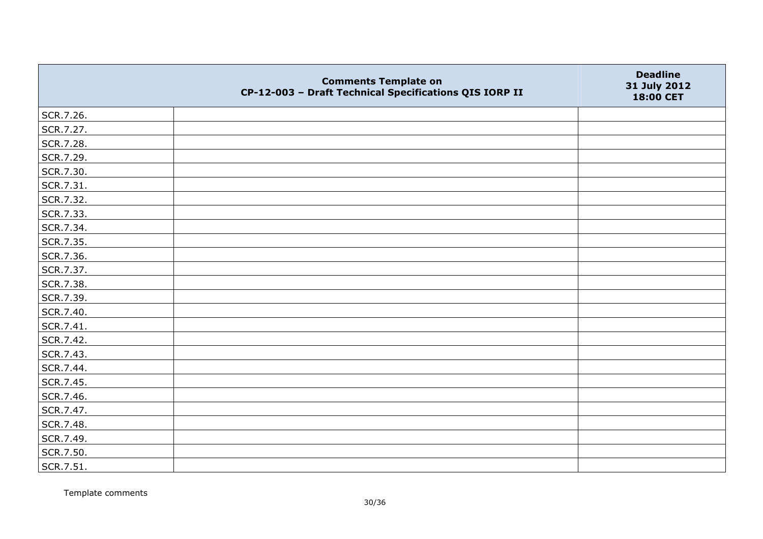|  | Comments Template on<br>CP-12-003 – Draft Technical Specifications QIS IORP II | Deadline<br>31 July 2012<br>18:00 CET |
|---|---|---|
| SCR.7.26. |  |  |
| SCR.7.27. |  |  |
| SCR.7.28. |  |  |
| SCR.7.29. |  |  |
| SCR.7.30. |  |  |
| SCR.7.31. |  |  |
| SCR.7.32. |  |  |
| SCR.7.33. |  |  |
| SCR.7.34. |  |  |
| SCR.7.35. |  |  |
| SCR.7.36. |  |  |
| SCR.7.37. |  |  |
| SCR.7.38. |  |  |
| SCR.7.39. |  |  |
| SCR.7.40. |  |  |
| SCR.7.41. |  |  |
| SCR.7.42. |  |  |
| SCR.7.43. |  |  |
| SCR.7.44. |  |  |
| SCR.7.45. |  |  |
| SCR.7.46. |  |  |
| SCR.7.47. |  |  |
| SCR.7.48. |  |  |
| SCR.7.49. |  |  |
| SCR.7.50. |  |  |
| SCR.7.51. |  |  |

Template comments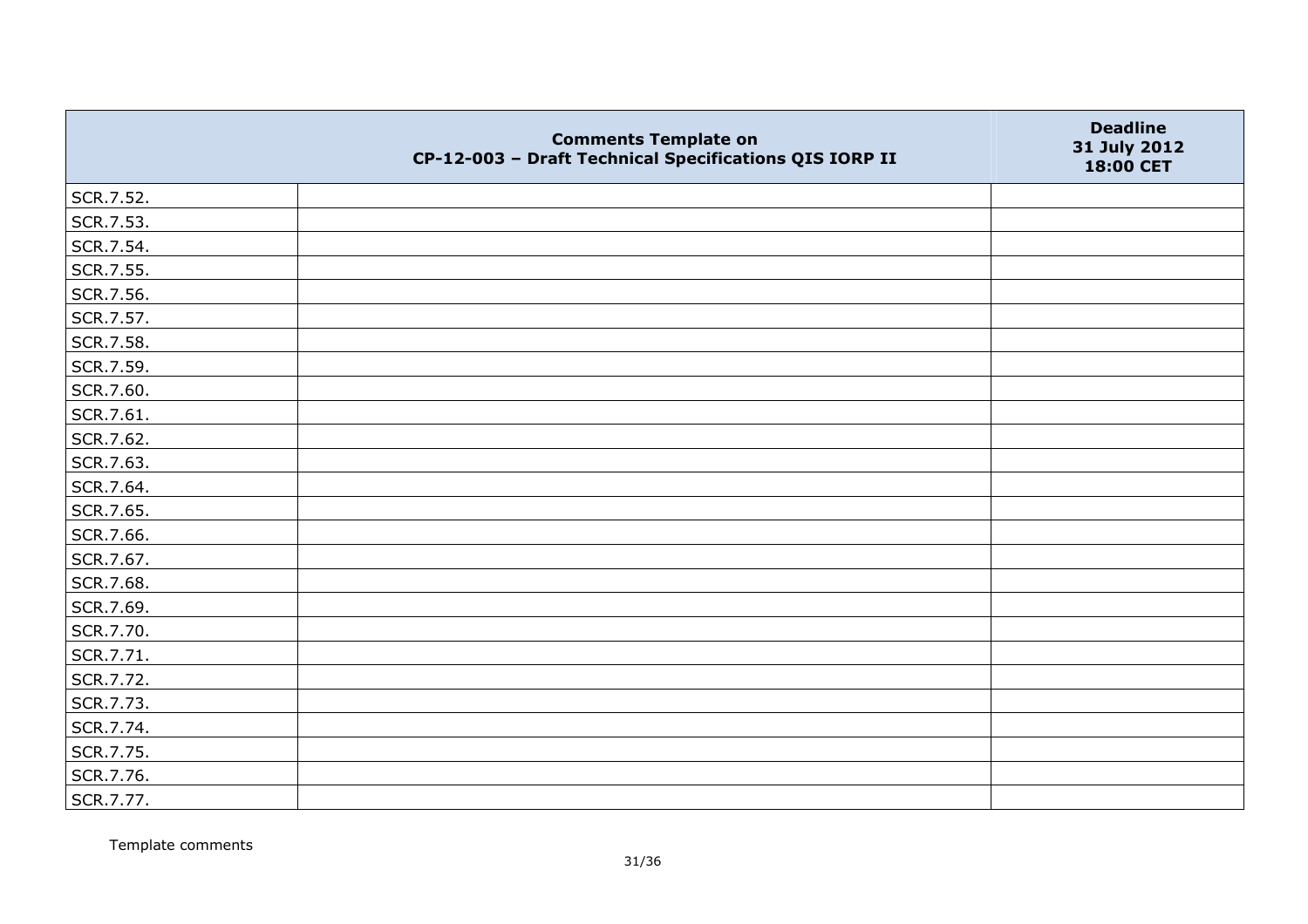| | Comments Template on CP-12-003 – Draft Technical Specifications QIS IORP II | Deadline 31 July 2012 18:00 CET |
|---|---|---|
| SCR.7.52. | | |
| SCR.7.53. | | |
| SCR.7.54. | | |
| SCR.7.55. | | |
| SCR.7.56. | | |
| SCR.7.57. | | |
| SCR.7.58. | | |
| SCR.7.59. | | |
| SCR.7.60. | | |
| SCR.7.61. | | |
| SCR.7.62. | | |
| SCR.7.63. | | |
| SCR.7.64. | | |
| SCR.7.65. | | |
| SCR.7.66. | | |
| SCR.7.67. | | |
| SCR.7.68. | | |
| SCR.7.69. | | |
| SCR.7.70. | | |
| SCR.7.71. | | |
| SCR.7.72. | | |
| SCR.7.73. | | |
| SCR.7.74. | | |
| SCR.7.75. | | |
| SCR.7.76. | | |
| SCR.7.77. | | |

Template comments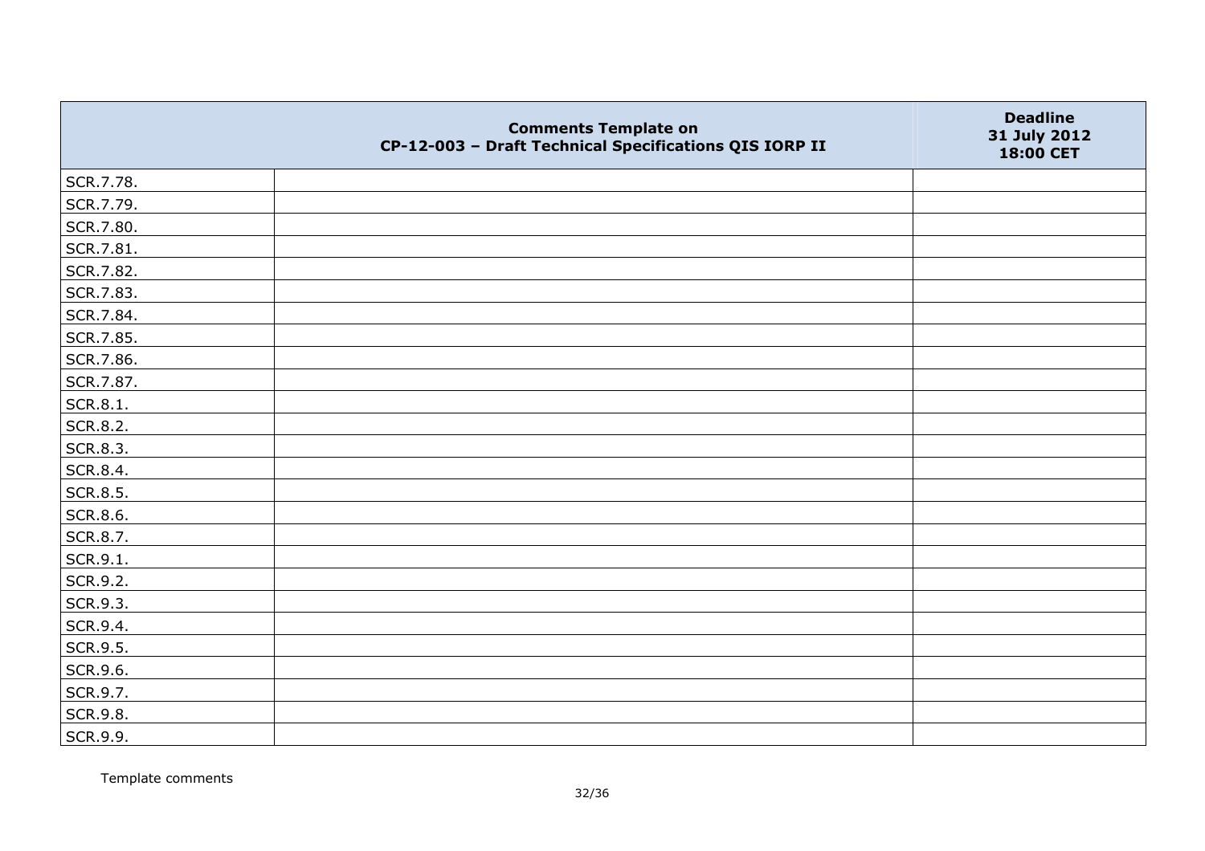| | Comments Template on CP-12-003 – Draft Technical Specifications QIS IORP II | Deadline 31 July 2012 18:00 CET |
|---|---|---|
| SCR.7.78. | | |
| SCR.7.79. | | |
| SCR.7.80. | | |
| SCR.7.81. | | |
| SCR.7.82. | | |
| SCR.7.83. | | |
| SCR.7.84. | | |
| SCR.7.85. | | |
| SCR.7.86. | | |
| SCR.7.87. | | |
| SCR.8.1. | | |
| SCR.8.2. | | |
| SCR.8.3. | | |
| SCR.8.4. | | |
| SCR.8.5. | | |
| SCR.8.6. | | |
| SCR.8.7. | | |
| SCR.9.1. | | |
| SCR.9.2. | | |
| SCR.9.3. | | |
| SCR.9.4. | | |
| SCR.9.5. | | |
| SCR.9.6. | | |
| SCR.9.7. | | |
| SCR.9.8. | | |
| SCR.9.9. | | |

Template comments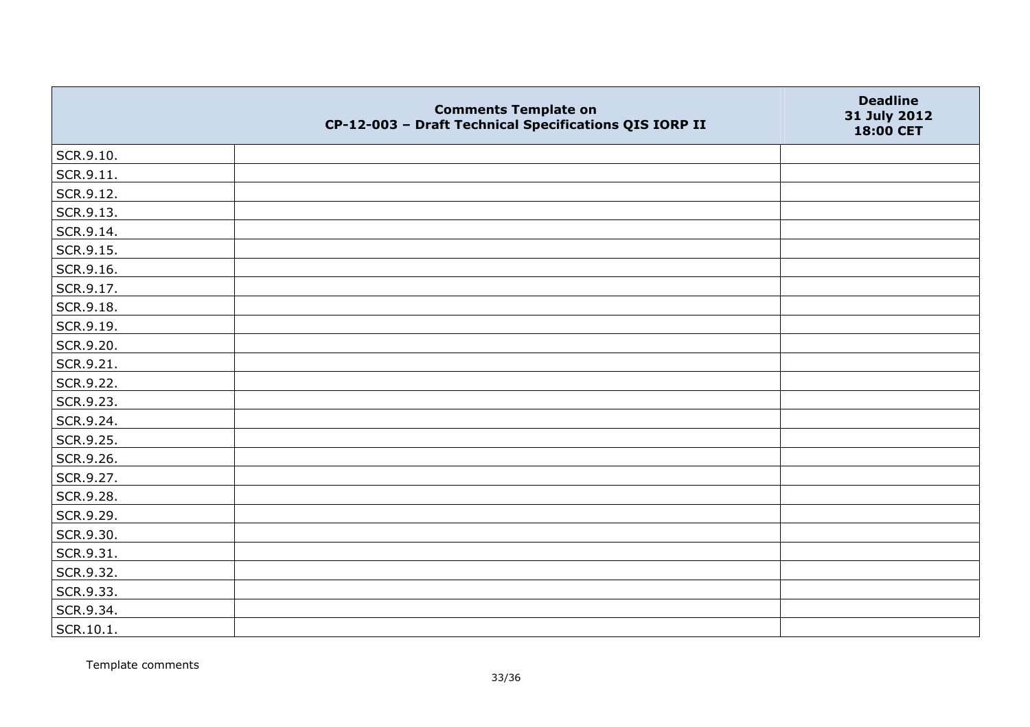|  | Comments Template on<br>CP-12-003 – Draft Technical Specifications QIS IORP II | Deadline<br>31 July 2012<br>18:00 CET |
|---|---|---|
| SCR.9.10. |  |  |
| SCR.9.11. |  |  |
| SCR.9.12. |  |  |
| SCR.9.13. |  |  |
| SCR.9.14. |  |  |
| SCR.9.15. |  |  |
| SCR.9.16. |  |  |
| SCR.9.17. |  |  |
| SCR.9.18. |  |  |
| SCR.9.19. |  |  |
| SCR.9.20. |  |  |
| SCR.9.21. |  |  |
| SCR.9.22. |  |  |
| SCR.9.23. |  |  |
| SCR.9.24. |  |  |
| SCR.9.25. |  |  |
| SCR.9.26. |  |  |
| SCR.9.27. |  |  |
| SCR.9.28. |  |  |
| SCR.9.29. |  |  |
| SCR.9.30. |  |  |
| SCR.9.31. |  |  |
| SCR.9.32. |  |  |
| SCR.9.33. |  |  |
| SCR.9.34. |  |  |
| SCR.10.1. |  |  |

Template comments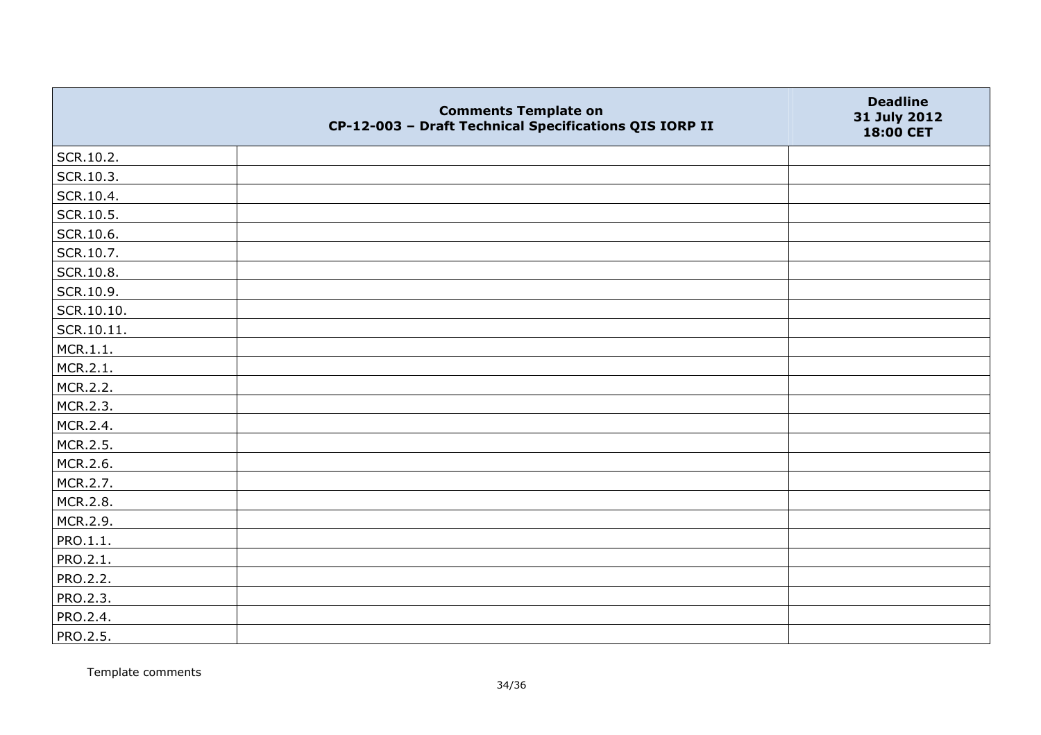| | Comments Template on CP-12-003 – Draft Technical Specifications QIS IORP II | Deadline 31 July 2012 18:00 CET |
|---|---|---|
| SCR.10.2. | | |
| SCR.10.3. | | |
| SCR.10.4. | | |
| SCR.10.5. | | |
| SCR.10.6. | | |
| SCR.10.7. | | |
| SCR.10.8. | | |
| SCR.10.9. | | |
| SCR.10.10. | | |
| SCR.10.11. | | |
| MCR.1.1. | | |
| MCR.2.1. | | |
| MCR.2.2. | | |
| MCR.2.3. | | |
| MCR.2.4. | | |
| MCR.2.5. | | |
| MCR.2.6. | | |
| MCR.2.7. | | |
| MCR.2.8. | | |
| MCR.2.9. | | |
| PRO.1.1. | | |
| PRO.2.1. | | |
| PRO.2.2. | | |
| PRO.2.3. | | |
| PRO.2.4. | | |
| PRO.2.5. | | |

Template comments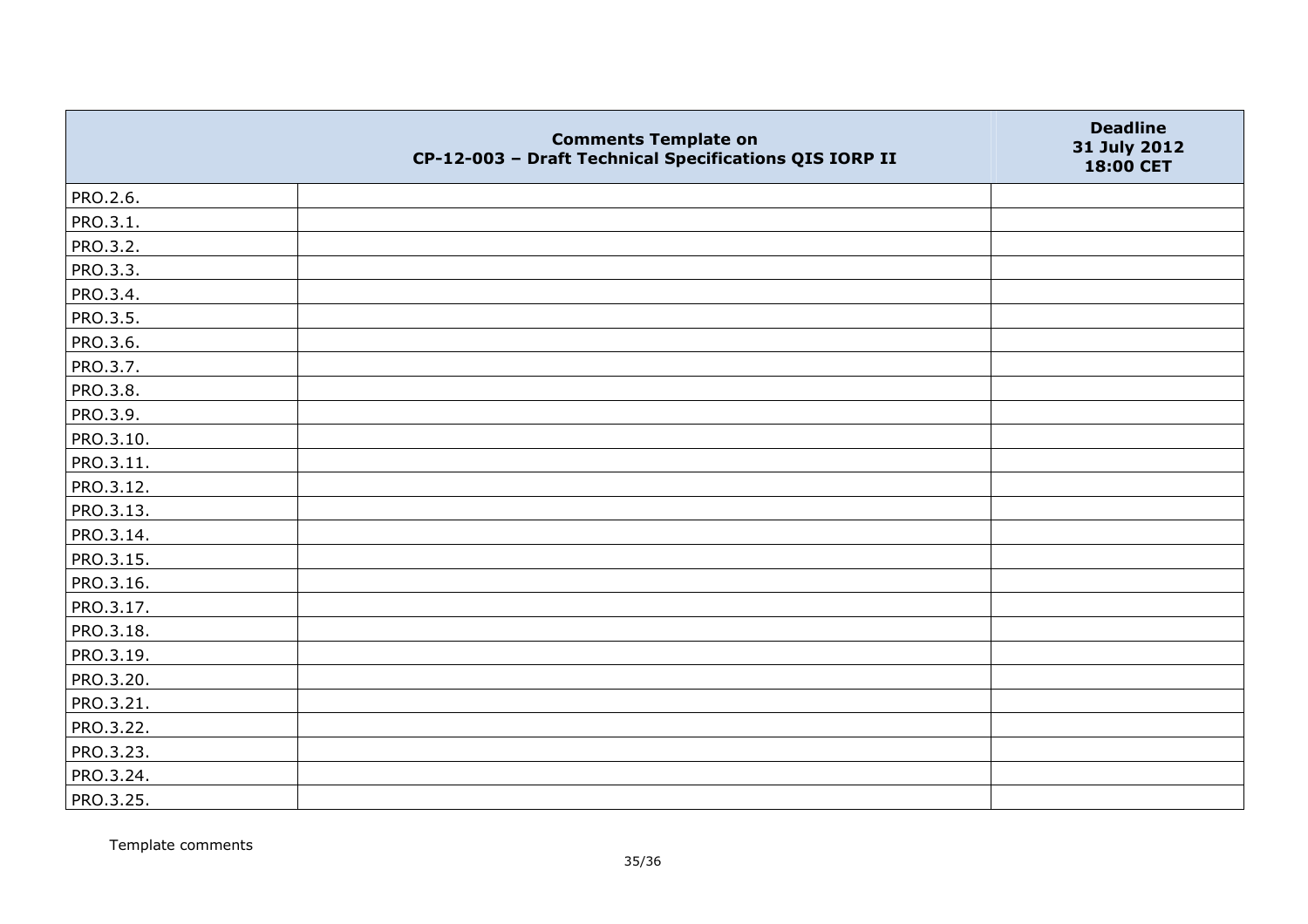| | Comments Template on CP-12-003 – Draft Technical Specifications QIS IORP II | Deadline 31 July 2012 18:00 CET |
|---|---|---|
| PRO.2.6. | | |
| PRO.3.1. | | |
| PRO.3.2. | | |
| PRO.3.3. | | |
| PRO.3.4. | | |
| PRO.3.5. | | |
| PRO.3.6. | | |
| PRO.3.7. | | |
| PRO.3.8. | | |
| PRO.3.9. | | |
| PRO.3.10. | | |
| PRO.3.11. | | |
| PRO.3.12. | | |
| PRO.3.13. | | |
| PRO.3.14. | | |
| PRO.3.15. | | |
| PRO.3.16. | | |
| PRO.3.17. | | |
| PRO.3.18. | | |
| PRO.3.19. | | |
| PRO.3.20. | | |
| PRO.3.21. | | |
| PRO.3.22. | | |
| PRO.3.23. | | |
| PRO.3.24. | | |
| PRO.3.25. | | |

Template comments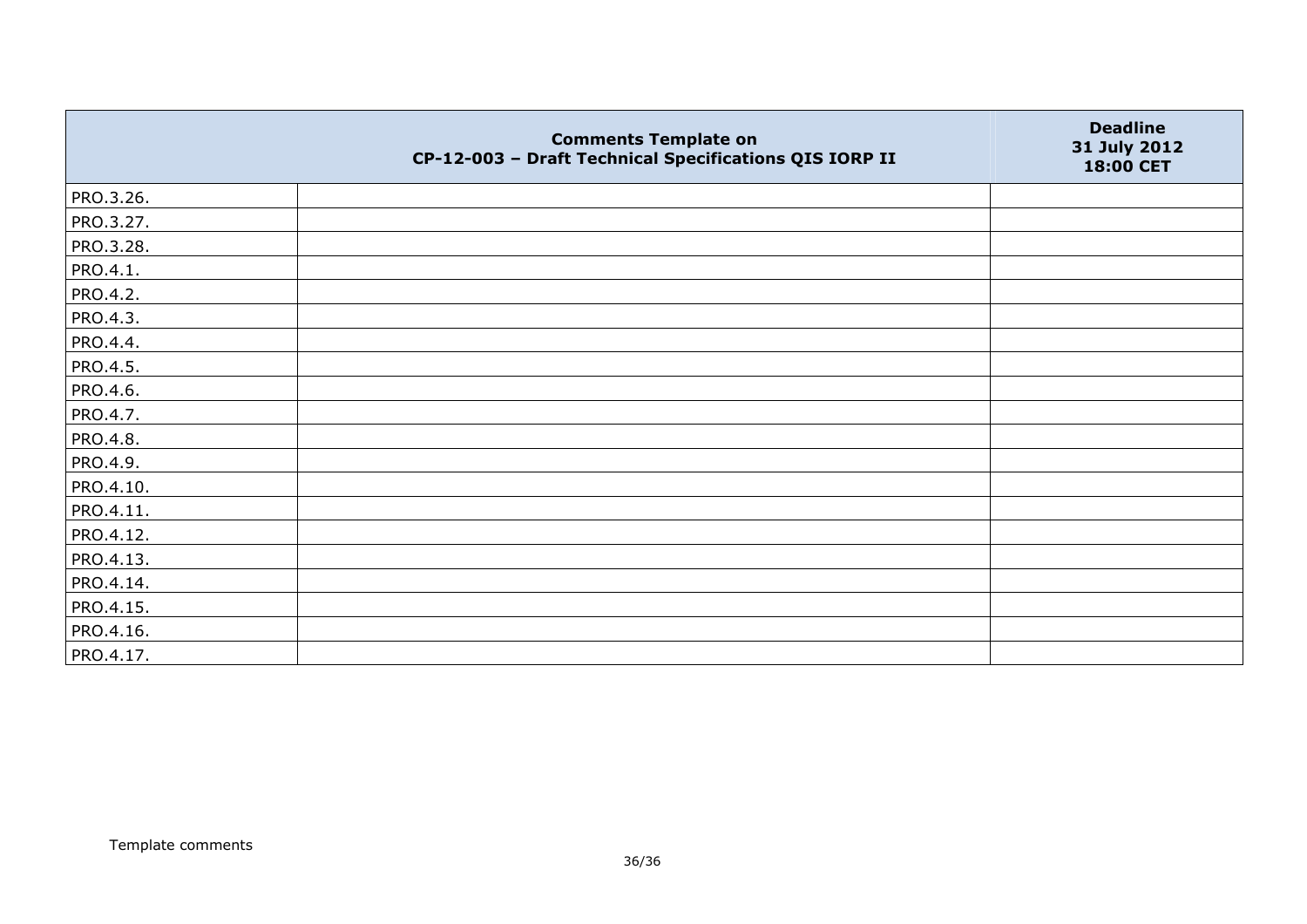| | Comments Template on CP-12-003 – Draft Technical Specifications QIS IORP II | Deadline 31 July 2012 18:00 CET |
|---|---|---|
| PRO.3.26. | | |
| PRO.3.27. | | |
| PRO.3.28. | | |
| PRO.4.1. | | |
| PRO.4.2. | | |
| PRO.4.3. | | |
| PRO.4.4. | | |
| PRO.4.5. | | |
| PRO.4.6. | | |
| PRO.4.7. | | |
| PRO.4.8. | | |
| PRO.4.9. | | |
| PRO.4.10. | | |
| PRO.4.11. | | |
| PRO.4.12. | | |
| PRO.4.13. | | |
| PRO.4.14. | | |
| PRO.4.15. | | |
| PRO.4.16. | | |
| PRO.4.17. | | |